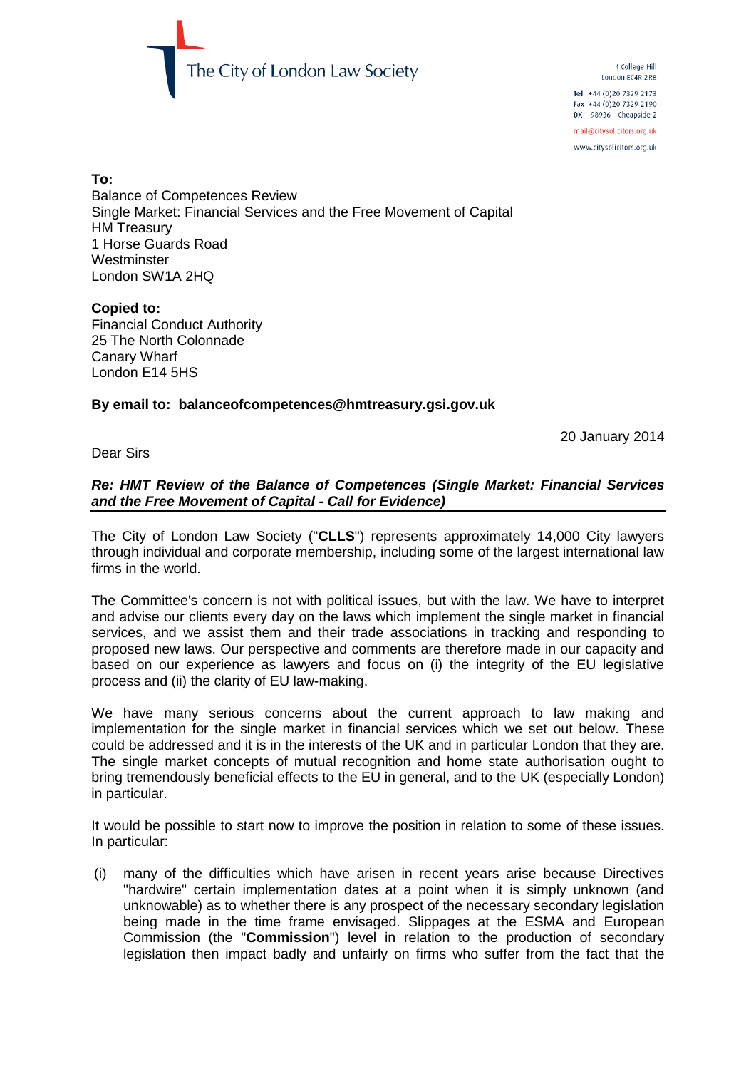The City of London Law Society

4 College Hill
London EC4R 2RB

Tel +44 (0)20 7329 2173
Fax +44 (0)20 7329 2190
DX 98936 – Cheapside 2

mail@citysolicitors.org.uk

www.citysolicitors.org.uk

**To:**
Balance of Competences Review
Single Market: Financial Services and the Free Movement of Capital
HM Treasury
1 Horse Guards Road
Westminster
London SW1A 2HQ

**Copied to:**
Financial Conduct Authority
25 The North Colonnade
Canary Wharf
London E14 5HS

**By email to: balanceofcompetences@hmtreasury.gsi.gov.uk**

20 January 2014

Dear Sirs

***Re: HMT Review of the Balance of Competences (Single Market: Financial Services and the Free Movement of Capital - Call for Evidence)***

The City of London Law Society ("**CLLS**") represents approximately 14,000 City lawyers through individual and corporate membership, including some of the largest international law firms in the world.

The Committee's concern is not with political issues, but with the law. We have to interpret and advise our clients every day on the laws which implement the single market in financial services, and we assist them and their trade associations in tracking and responding to proposed new laws. Our perspective and comments are therefore made in our capacity and based on our experience as lawyers and focus on (i) the integrity of the EU legislative process and (ii) the clarity of EU law-making.

We have many serious concerns about the current approach to law making and implementation for the single market in financial services which we set out below. These could be addressed and it is in the interests of the UK and in particular London that they are. The single market concepts of mutual recognition and home state authorisation ought to bring tremendously beneficial effects to the EU in general, and to the UK (especially London) in particular.

It would be possible to start now to improve the position in relation to some of these issues. In particular:

(i) many of the difficulties which have arisen in recent years arise because Directives "hardwire" certain implementation dates at a point when it is simply unknown (and unknowable) as to whether there is any prospect of the necessary secondary legislation being made in the time frame envisaged. Slippages at the ESMA and European Commission (the "**Commission**") level in relation to the production of secondary legislation then impact badly and unfairly on firms who suffer from the fact that the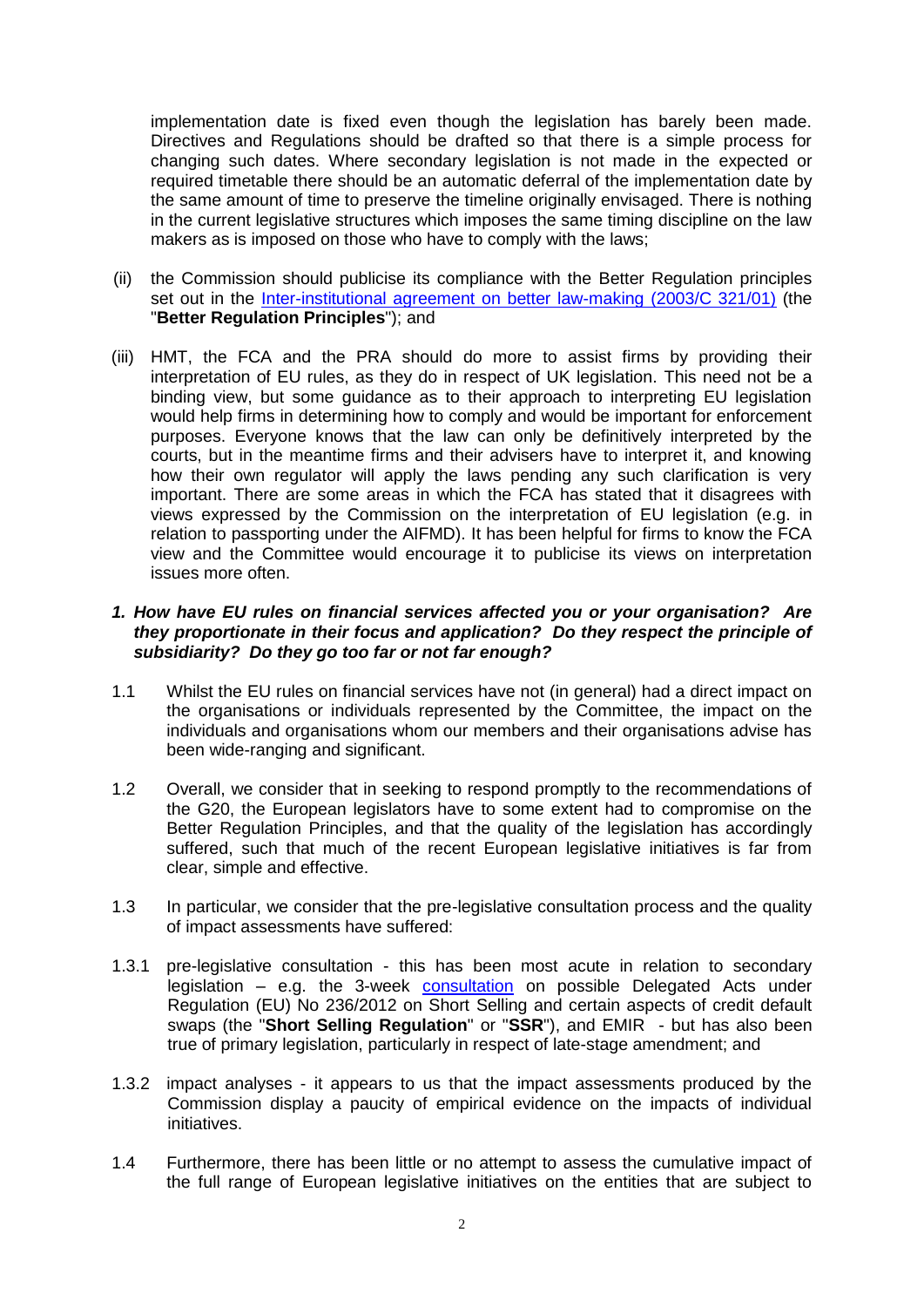implementation date is fixed even though the legislation has barely been made. Directives and Regulations should be drafted so that there is a simple process for changing such dates. Where secondary legislation is not made in the expected or required timetable there should be an automatic deferral of the implementation date by the same amount of time to preserve the timeline originally envisaged. There is nothing in the current legislative structures which imposes the same timing discipline on the law makers as is imposed on those who have to comply with the laws;

(ii) the Commission should publicise its compliance with the Better Regulation principles set out in the Inter-institutional agreement on better law-making (2003/C 321/01) (the "**Better Regulation Principles**"); and

(iii) HMT, the FCA and the PRA should do more to assist firms by providing their interpretation of EU rules, as they do in respect of UK legislation. This need not be a binding view, but some guidance as to their approach to interpreting EU legislation would help firms in determining how to comply and would be important for enforcement purposes. Everyone knows that the law can only be definitively interpreted by the courts, but in the meantime firms and their advisers have to interpret it, and knowing how their own regulator will apply the laws pending any such clarification is very important. There are some areas in which the FCA has stated that it disagrees with views expressed by the Commission on the interpretation of EU legislation (e.g. in relation to passporting under the AIFMD). It has been helpful for firms to know the FCA view and the Committee would encourage it to publicise its views on interpretation issues more often.

***1. How have EU rules on financial services affected you or your organisation? Are they proportionate in their focus and application? Do they respect the principle of subsidiarity? Do they go too far or not far enough?***

1.1 Whilst the EU rules on financial services have not (in general) had a direct impact on the organisations or individuals represented by the Committee, the impact on the individuals and organisations whom our members and their organisations advise has been wide-ranging and significant.

1.2 Overall, we consider that in seeking to respond promptly to the recommendations of the G20, the European legislators have to some extent had to compromise on the Better Regulation Principles, and that the quality of the legislation has accordingly suffered, such that much of the recent European legislative initiatives is far from clear, simple and effective.

1.3 In particular, we consider that the pre-legislative consultation process and the quality of impact assessments have suffered:

1.3.1 pre-legislative consultation - this has been most acute in relation to secondary legislation – e.g. the 3-week consultation on possible Delegated Acts under Regulation (EU) No 236/2012 on Short Selling and certain aspects of credit default swaps (the "**Short Selling Regulation**" or "**SSR**"), and EMIR - but has also been true of primary legislation, particularly in respect of late-stage amendment; and

1.3.2 impact analyses - it appears to us that the impact assessments produced by the Commission display a paucity of empirical evidence on the impacts of individual initiatives.

1.4 Furthermore, there has been little or no attempt to assess the cumulative impact of the full range of European legislative initiatives on the entities that are subject to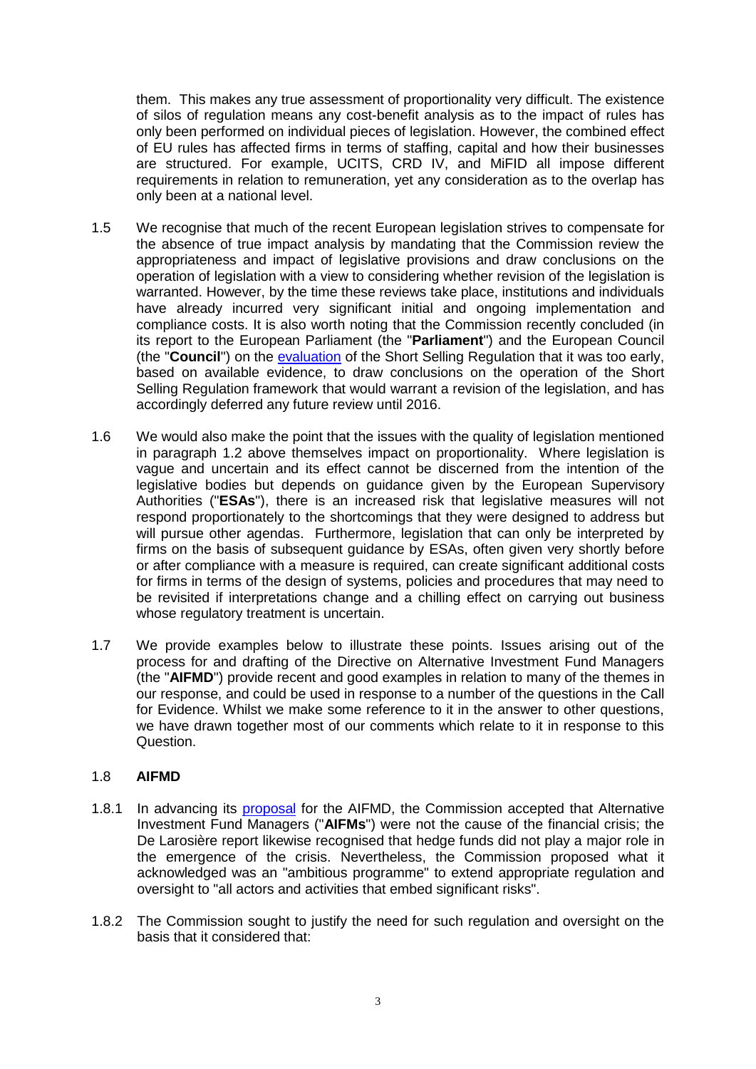them. This makes any true assessment of proportionality very difficult. The existence of silos of regulation means any cost-benefit analysis as to the impact of rules has only been performed on individual pieces of legislation. However, the combined effect of EU rules has affected firms in terms of staffing, capital and how their businesses are structured. For example, UCITS, CRD IV, and MiFID all impose different requirements in relation to remuneration, yet any consideration as to the overlap has only been at a national level.

1.5 We recognise that much of the recent European legislation strives to compensate for the absence of true impact analysis by mandating that the Commission review the appropriateness and impact of legislative provisions and draw conclusions on the operation of legislation with a view to considering whether revision of the legislation is warranted. However, by the time these reviews take place, institutions and individuals have already incurred very significant initial and ongoing implementation and compliance costs. It is also worth noting that the Commission recently concluded (in its report to the European Parliament (the "**Parliament**") and the European Council (the "**Council**") on the evaluation of the Short Selling Regulation that it was too early, based on available evidence, to draw conclusions on the operation of the Short Selling Regulation framework that would warrant a revision of the legislation, and has accordingly deferred any future review until 2016.

1.6 We would also make the point that the issues with the quality of legislation mentioned in paragraph 1.2 above themselves impact on proportionality. Where legislation is vague and uncertain and its effect cannot be discerned from the intention of the legislative bodies but depends on guidance given by the European Supervisory Authorities ("**ESAs**"), there is an increased risk that legislative measures will not respond proportionately to the shortcomings that they were designed to address but will pursue other agendas. Furthermore, legislation that can only be interpreted by firms on the basis of subsequent guidance by ESAs, often given very shortly before or after compliance with a measure is required, can create significant additional costs for firms in terms of the design of systems, policies and procedures that may need to be revisited if interpretations change and a chilling effect on carrying out business whose regulatory treatment is uncertain.

1.7 We provide examples below to illustrate these points. Issues arising out of the process for and drafting of the Directive on Alternative Investment Fund Managers (the "**AIFMD**") provide recent and good examples in relation to many of the themes in our response, and could be used in response to a number of the questions in the Call for Evidence. Whilst we make some reference to it in the answer to other questions, we have drawn together most of our comments which relate to it in response to this Question.

1.8 **AIFMD**

1.8.1 In advancing its proposal for the AIFMD, the Commission accepted that Alternative Investment Fund Managers ("**AIFMs**") were not the cause of the financial crisis; the De Larosière report likewise recognised that hedge funds did not play a major role in the emergence of the crisis. Nevertheless, the Commission proposed what it acknowledged was an "ambitious programme" to extend appropriate regulation and oversight to "all actors and activities that embed significant risks".

1.8.2 The Commission sought to justify the need for such regulation and oversight on the basis that it considered that: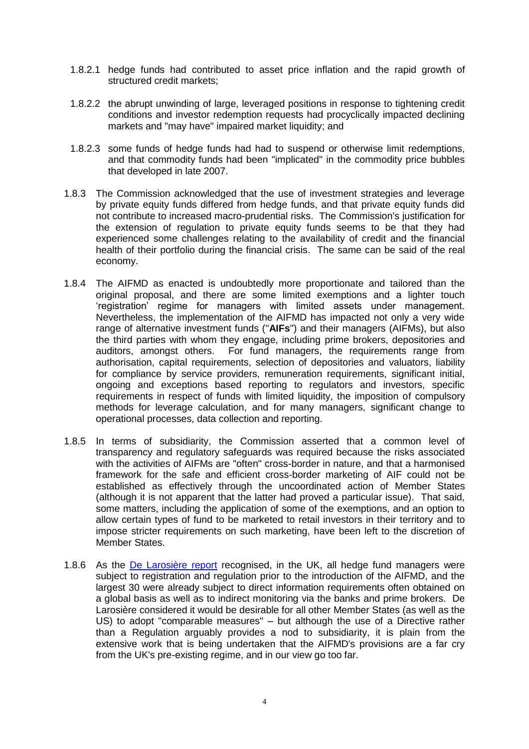1.8.2.1 hedge funds had contributed to asset price inflation and the rapid growth of structured credit markets;

1.8.2.2 the abrupt unwinding of large, leveraged positions in response to tightening credit conditions and investor redemption requests had procyclically impacted declining markets and "may have" impaired market liquidity; and

1.8.2.3 some funds of hedge funds had had to suspend or otherwise limit redemptions, and that commodity funds had been "implicated" in the commodity price bubbles that developed in late 2007.

1.8.3 The Commission acknowledged that the use of investment strategies and leverage by private equity funds differed from hedge funds, and that private equity funds did not contribute to increased macro-prudential risks. The Commission's justification for the extension of regulation to private equity funds seems to be that they had experienced some challenges relating to the availability of credit and the financial health of their portfolio during the financial crisis. The same can be said of the real economy.

1.8.4 The AIFMD as enacted is undoubtedly more proportionate and tailored than the original proposal, and there are some limited exemptions and a lighter touch 'registration' regime for managers with limited assets under management. Nevertheless, the implementation of the AIFMD has impacted not only a very wide range of alternative investment funds ("**AIFs**") and their managers (AIFMs), but also the third parties with whom they engage, including prime brokers, depositories and auditors, amongst others. For fund managers, the requirements range from authorisation, capital requirements, selection of depositories and valuators, liability for compliance by service providers, remuneration requirements, significant initial, ongoing and exceptions based reporting to regulators and investors, specific requirements in respect of funds with limited liquidity, the imposition of compulsory methods for leverage calculation, and for many managers, significant change to operational processes, data collection and reporting.

1.8.5 In terms of subsidiarity, the Commission asserted that a common level of transparency and regulatory safeguards was required because the risks associated with the activities of AIFMs are "often" cross-border in nature, and that a harmonised framework for the safe and efficient cross-border marketing of AIF could not be established as effectively through the uncoordinated action of Member States (although it is not apparent that the latter had proved a particular issue). That said, some matters, including the application of some of the exemptions, and an option to allow certain types of fund to be marketed to retail investors in their territory and to impose stricter requirements on such marketing, have been left to the discretion of Member States.

1.8.6 As the [De Larosière report](#) recognised, in the UK, all hedge fund managers were subject to registration and regulation prior to the introduction of the AIFMD, and the largest 30 were already subject to direct information requirements often obtained on a global basis as well as to indirect monitoring via the banks and prime brokers. De Larosière considered it would be desirable for all other Member States (as well as the US) to adopt "comparable measures" – but although the use of a Directive rather than a Regulation arguably provides a nod to subsidiarity, it is plain from the extensive work that is being undertaken that the AIFMD's provisions are a far cry from the UK's pre-existing regime, and in our view go too far.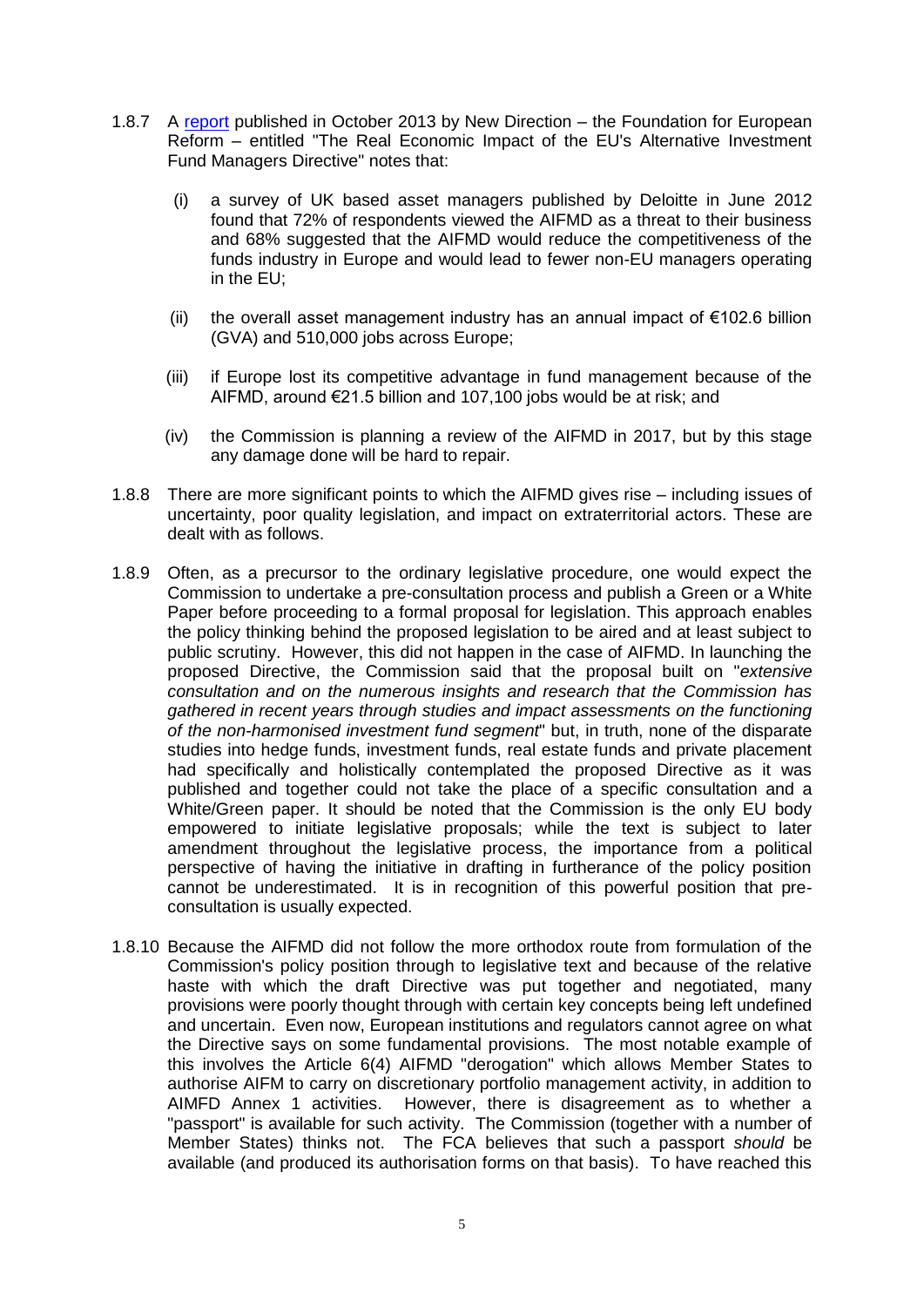1.8.7 A [report](report) published in October 2013 by New Direction – the Foundation for European Reform – entitled "The Real Economic Impact of the EU's Alternative Investment Fund Managers Directive" notes that:

(i) a survey of UK based asset managers published by Deloitte in June 2012 found that 72% of respondents viewed the AIFMD as a threat to their business and 68% suggested that the AIFMD would reduce the competitiveness of the funds industry in Europe and would lead to fewer non-EU managers operating in the EU;

(ii) the overall asset management industry has an annual impact of €102.6 billion (GVA) and 510,000 jobs across Europe;

(iii) if Europe lost its competitive advantage in fund management because of the AIFMD, around €21.5 billion and 107,100 jobs would be at risk; and

(iv) the Commission is planning a review of the AIFMD in 2017, but by this stage any damage done will be hard to repair.

1.8.8 There are more significant points to which the AIFMD gives rise – including issues of uncertainty, poor quality legislation, and impact on extraterritorial actors. These are dealt with as follows.

1.8.9 Often, as a precursor to the ordinary legislative procedure, one would expect the Commission to undertake a pre-consultation process and publish a Green or a White Paper before proceeding to a formal proposal for legislation. This approach enables the policy thinking behind the proposed legislation to be aired and at least subject to public scrutiny. However, this did not happen in the case of AIFMD. In launching the proposed Directive, the Commission said that the proposal built on "*extensive consultation and on the numerous insights and research that the Commission has gathered in recent years through studies and impact assessments on the functioning of the non-harmonised investment fund segment*" but, in truth, none of the disparate studies into hedge funds, investment funds, real estate funds and private placement had specifically and holistically contemplated the proposed Directive as it was published and together could not take the place of a specific consultation and a White/Green paper. It should be noted that the Commission is the only EU body empowered to initiate legislative proposals; while the text is subject to later amendment throughout the legislative process, the importance from a political perspective of having the initiative in drafting in furtherance of the policy position cannot be underestimated. It is in recognition of this powerful position that pre-consultation is usually expected.

1.8.10 Because the AIFMD did not follow the more orthodox route from formulation of the Commission's policy position through to legislative text and because of the relative haste with which the draft Directive was put together and negotiated, many provisions were poorly thought through with certain key concepts being left undefined and uncertain. Even now, European institutions and regulators cannot agree on what the Directive says on some fundamental provisions. The most notable example of this involves the Article 6(4) AIFMD "derogation" which allows Member States to authorise AIFM to carry on discretionary portfolio management activity, in addition to AIMFD Annex 1 activities. However, there is disagreement as to whether a "passport" is available for such activity. The Commission (together with a number of Member States) thinks not. The FCA believes that such a passport *should* be available (and produced its authorisation forms on that basis). To have reached this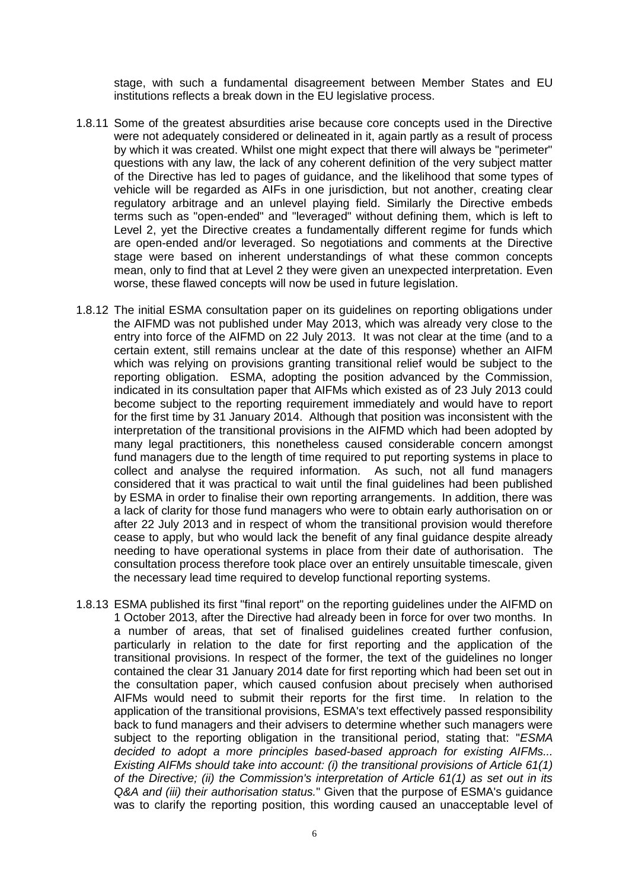stage, with such a fundamental disagreement between Member States and EU institutions reflects a break down in the EU legislative process.

1.8.11 Some of the greatest absurdities arise because core concepts used in the Directive were not adequately considered or delineated in it, again partly as a result of process by which it was created. Whilst one might expect that there will always be "perimeter" questions with any law, the lack of any coherent definition of the very subject matter of the Directive has led to pages of guidance, and the likelihood that some types of vehicle will be regarded as AIFs in one jurisdiction, but not another, creating clear regulatory arbitrage and an unlevel playing field. Similarly the Directive embeds terms such as "open-ended" and "leveraged" without defining them, which is left to Level 2, yet the Directive creates a fundamentally different regime for funds which are open-ended and/or leveraged. So negotiations and comments at the Directive stage were based on inherent understandings of what these common concepts mean, only to find that at Level 2 they were given an unexpected interpretation. Even worse, these flawed concepts will now be used in future legislation.

1.8.12 The initial ESMA consultation paper on its guidelines on reporting obligations under the AIFMD was not published under May 2013, which was already very close to the entry into force of the AIFMD on 22 July 2013. It was not clear at the time (and to a certain extent, still remains unclear at the date of this response) whether an AIFM which was relying on provisions granting transitional relief would be subject to the reporting obligation. ESMA, adopting the position advanced by the Commission, indicated in its consultation paper that AIFMs which existed as of 23 July 2013 could become subject to the reporting requirement immediately and would have to report for the first time by 31 January 2014. Although that position was inconsistent with the interpretation of the transitional provisions in the AIFMD which had been adopted by many legal practitioners, this nonetheless caused considerable concern amongst fund managers due to the length of time required to put reporting systems in place to collect and analyse the required information. As such, not all fund managers considered that it was practical to wait until the final guidelines had been published by ESMA in order to finalise their own reporting arrangements. In addition, there was a lack of clarity for those fund managers who were to obtain early authorisation on or after 22 July 2013 and in respect of whom the transitional provision would therefore cease to apply, but who would lack the benefit of any final guidance despite already needing to have operational systems in place from their date of authorisation. The consultation process therefore took place over an entirely unsuitable timescale, given the necessary lead time required to develop functional reporting systems.

1.8.13 ESMA published its first "final report" on the reporting guidelines under the AIFMD on 1 October 2013, after the Directive had already been in force for over two months. In a number of areas, that set of finalised guidelines created further confusion, particularly in relation to the date for first reporting and the application of the transitional provisions. In respect of the former, the text of the guidelines no longer contained the clear 31 January 2014 date for first reporting which had been set out in the consultation paper, which caused confusion about precisely when authorised AIFMs would need to submit their reports for the first time. In relation to the application of the transitional provisions, ESMA's text effectively passed responsibility back to fund managers and their advisers to determine whether such managers were subject to the reporting obligation in the transitional period, stating that: "*ESMA decided to adopt a more principles based-based approach for existing AIFMs... Existing AIFMs should take into account: (i) the transitional provisions of Article 61(1) of the Directive; (ii) the Commission's interpretation of Article 61(1) as set out in its Q&A and (iii) their authorisation status.*" Given that the purpose of ESMA's guidance was to clarify the reporting position, this wording caused an unacceptable level of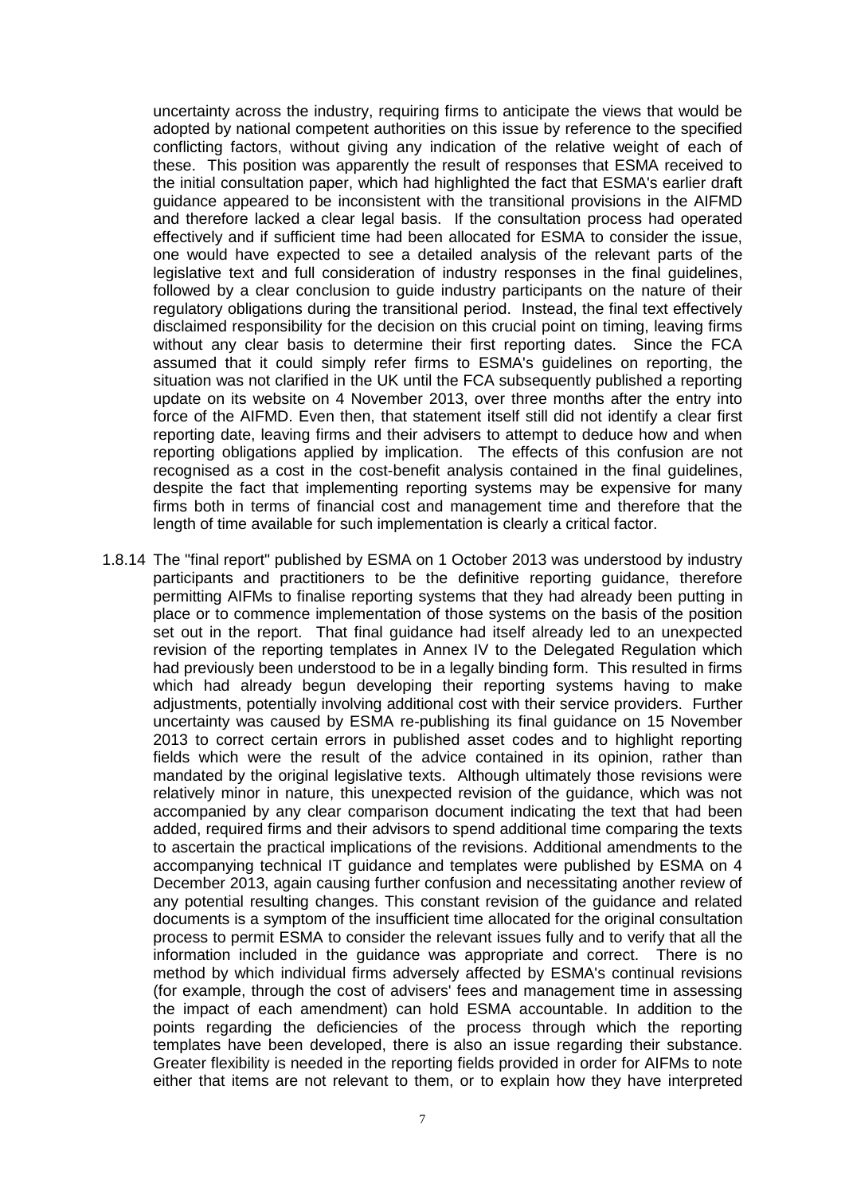uncertainty across the industry, requiring firms to anticipate the views that would be adopted by national competent authorities on this issue by reference to the specified conflicting factors, without giving any indication of the relative weight of each of these. This position was apparently the result of responses that ESMA received to the initial consultation paper, which had highlighted the fact that ESMA's earlier draft guidance appeared to be inconsistent with the transitional provisions in the AIFMD and therefore lacked a clear legal basis. If the consultation process had operated effectively and if sufficient time had been allocated for ESMA to consider the issue, one would have expected to see a detailed analysis of the relevant parts of the legislative text and full consideration of industry responses in the final guidelines, followed by a clear conclusion to guide industry participants on the nature of their regulatory obligations during the transitional period. Instead, the final text effectively disclaimed responsibility for the decision on this crucial point on timing, leaving firms without any clear basis to determine their first reporting dates. Since the FCA assumed that it could simply refer firms to ESMA's guidelines on reporting, the situation was not clarified in the UK until the FCA subsequently published a reporting update on its website on 4 November 2013, over three months after the entry into force of the AIFMD. Even then, that statement itself still did not identify a clear first reporting date, leaving firms and their advisers to attempt to deduce how and when reporting obligations applied by implication. The effects of this confusion are not recognised as a cost in the cost-benefit analysis contained in the final guidelines, despite the fact that implementing reporting systems may be expensive for many firms both in terms of financial cost and management time and therefore that the length of time available for such implementation is clearly a critical factor.

1.8.14 The "final report" published by ESMA on 1 October 2013 was understood by industry participants and practitioners to be the definitive reporting guidance, therefore permitting AIFMs to finalise reporting systems that they had already been putting in place or to commence implementation of those systems on the basis of the position set out in the report. That final guidance had itself already led to an unexpected revision of the reporting templates in Annex IV to the Delegated Regulation which had previously been understood to be in a legally binding form. This resulted in firms which had already begun developing their reporting systems having to make adjustments, potentially involving additional cost with their service providers. Further uncertainty was caused by ESMA re-publishing its final guidance on 15 November 2013 to correct certain errors in published asset codes and to highlight reporting fields which were the result of the advice contained in its opinion, rather than mandated by the original legislative texts. Although ultimately those revisions were relatively minor in nature, this unexpected revision of the guidance, which was not accompanied by any clear comparison document indicating the text that had been added, required firms and their advisors to spend additional time comparing the texts to ascertain the practical implications of the revisions. Additional amendments to the accompanying technical IT guidance and templates were published by ESMA on 4 December 2013, again causing further confusion and necessitating another review of any potential resulting changes. This constant revision of the guidance and related documents is a symptom of the insufficient time allocated for the original consultation process to permit ESMA to consider the relevant issues fully and to verify that all the information included in the guidance was appropriate and correct. There is no method by which individual firms adversely affected by ESMA's continual revisions (for example, through the cost of advisers' fees and management time in assessing the impact of each amendment) can hold ESMA accountable. In addition to the points regarding the deficiencies of the process through which the reporting templates have been developed, there is also an issue regarding their substance. Greater flexibility is needed in the reporting fields provided in order for AIFMs to note either that items are not relevant to them, or to explain how they have interpreted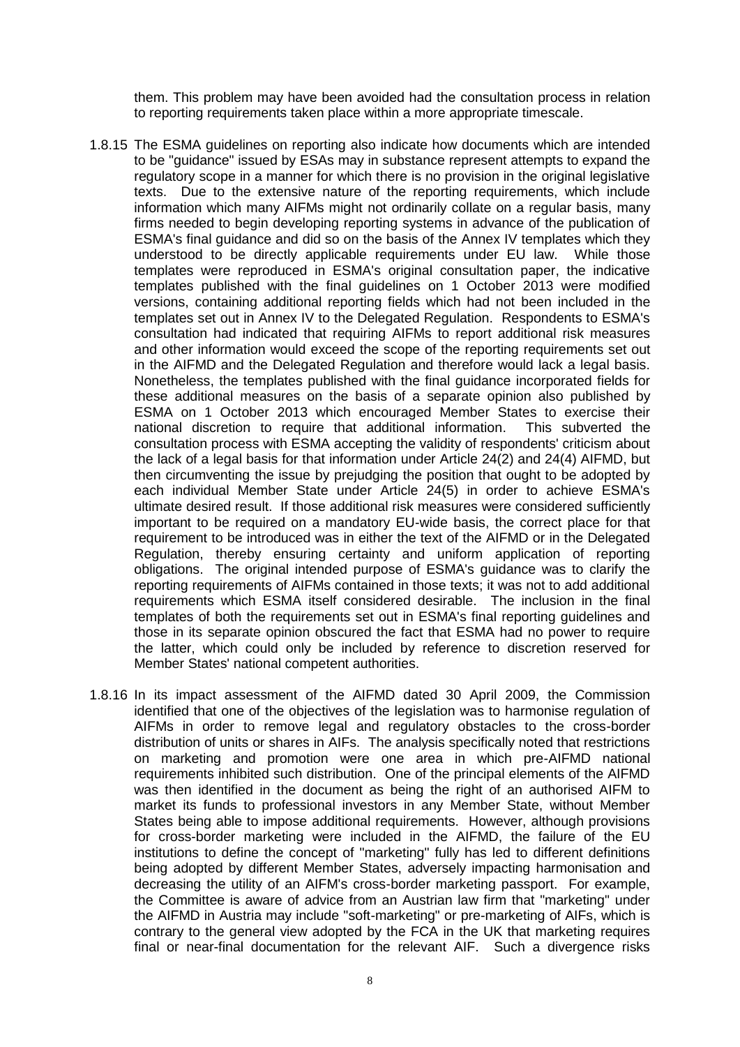them. This problem may have been avoided had the consultation process in relation to reporting requirements taken place within a more appropriate timescale.

1.8.15 The ESMA guidelines on reporting also indicate how documents which are intended to be "guidance" issued by ESAs may in substance represent attempts to expand the regulatory scope in a manner for which there is no provision in the original legislative texts. Due to the extensive nature of the reporting requirements, which include information which many AIFMs might not ordinarily collate on a regular basis, many firms needed to begin developing reporting systems in advance of the publication of ESMA's final guidance and did so on the basis of the Annex IV templates which they understood to be directly applicable requirements under EU law. While those templates were reproduced in ESMA's original consultation paper, the indicative templates published with the final guidelines on 1 October 2013 were modified versions, containing additional reporting fields which had not been included in the templates set out in Annex IV to the Delegated Regulation. Respondents to ESMA's consultation had indicated that requiring AIFMs to report additional risk measures and other information would exceed the scope of the reporting requirements set out in the AIFMD and the Delegated Regulation and therefore would lack a legal basis. Nonetheless, the templates published with the final guidance incorporated fields for these additional measures on the basis of a separate opinion also published by ESMA on 1 October 2013 which encouraged Member States to exercise their national discretion to require that additional information. This subverted the consultation process with ESMA accepting the validity of respondents' criticism about the lack of a legal basis for that information under Article 24(2) and 24(4) AIFMD, but then circumventing the issue by prejudging the position that ought to be adopted by each individual Member State under Article 24(5) in order to achieve ESMA's ultimate desired result. If those additional risk measures were considered sufficiently important to be required on a mandatory EU-wide basis, the correct place for that requirement to be introduced was in either the text of the AIFMD or in the Delegated Regulation, thereby ensuring certainty and uniform application of reporting obligations. The original intended purpose of ESMA's guidance was to clarify the reporting requirements of AIFMs contained in those texts; it was not to add additional requirements which ESMA itself considered desirable. The inclusion in the final templates of both the requirements set out in ESMA's final reporting guidelines and those in its separate opinion obscured the fact that ESMA had no power to require the latter, which could only be included by reference to discretion reserved for Member States' national competent authorities.

1.8.16 In its impact assessment of the AIFMD dated 30 April 2009, the Commission identified that one of the objectives of the legislation was to harmonise regulation of AIFMs in order to remove legal and regulatory obstacles to the cross-border distribution of units or shares in AIFs. The analysis specifically noted that restrictions on marketing and promotion were one area in which pre-AIFMD national requirements inhibited such distribution. One of the principal elements of the AIFMD was then identified in the document as being the right of an authorised AIFM to market its funds to professional investors in any Member State, without Member States being able to impose additional requirements. However, although provisions for cross-border marketing were included in the AIFMD, the failure of the EU institutions to define the concept of "marketing" fully has led to different definitions being adopted by different Member States, adversely impacting harmonisation and decreasing the utility of an AIFM's cross-border marketing passport. For example, the Committee is aware of advice from an Austrian law firm that "marketing" under the AIFMD in Austria may include "soft-marketing" or pre-marketing of AIFs, which is contrary to the general view adopted by the FCA in the UK that marketing requires final or near-final documentation for the relevant AIF. Such a divergence risks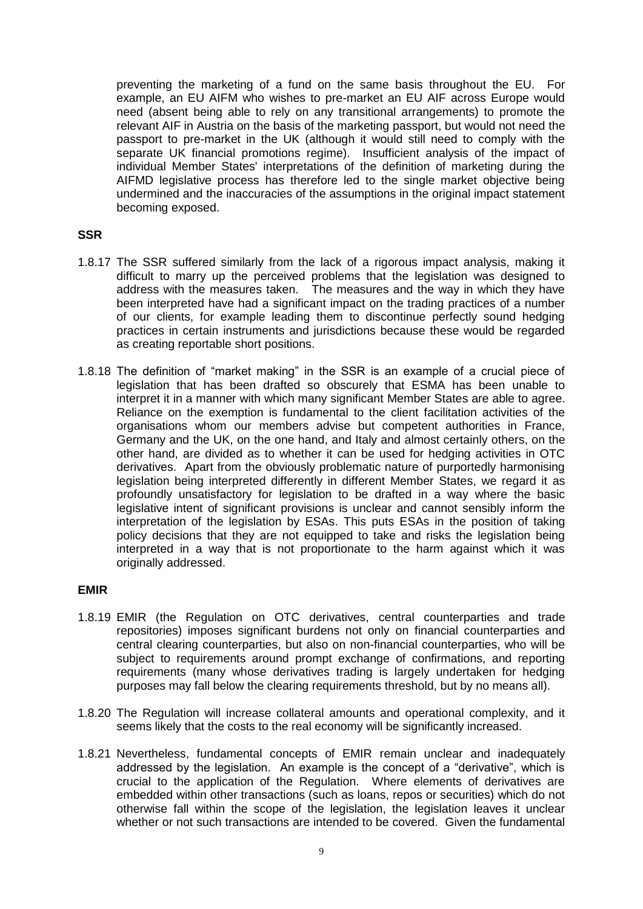preventing the marketing of a fund on the same basis throughout the EU. For example, an EU AIFM who wishes to pre-market an EU AIF across Europe would need (absent being able to rely on any transitional arrangements) to promote the relevant AIF in Austria on the basis of the marketing passport, but would not need the passport to pre-market in the UK (although it would still need to comply with the separate UK financial promotions regime). Insufficient analysis of the impact of individual Member States' interpretations of the definition of marketing during the AIFMD legislative process has therefore led to the single market objective being undermined and the inaccuracies of the assumptions in the original impact statement becoming exposed.

**SSR**

1.8.17 The SSR suffered similarly from the lack of a rigorous impact analysis, making it difficult to marry up the perceived problems that the legislation was designed to address with the measures taken. The measures and the way in which they have been interpreted have had a significant impact on the trading practices of a number of our clients, for example leading them to discontinue perfectly sound hedging practices in certain instruments and jurisdictions because these would be regarded as creating reportable short positions.

1.8.18 The definition of "market making" in the SSR is an example of a crucial piece of legislation that has been drafted so obscurely that ESMA has been unable to interpret it in a manner with which many significant Member States are able to agree. Reliance on the exemption is fundamental to the client facilitation activities of the organisations whom our members advise but competent authorities in France, Germany and the UK, on the one hand, and Italy and almost certainly others, on the other hand, are divided as to whether it can be used for hedging activities in OTC derivatives. Apart from the obviously problematic nature of purportedly harmonising legislation being interpreted differently in different Member States, we regard it as profoundly unsatisfactory for legislation to be drafted in a way where the basic legislative intent of significant provisions is unclear and cannot sensibly inform the interpretation of the legislation by ESAs. This puts ESAs in the position of taking policy decisions that they are not equipped to take and risks the legislation being interpreted in a way that is not proportionate to the harm against which it was originally addressed.

**EMIR**

1.8.19 EMIR (the Regulation on OTC derivatives, central counterparties and trade repositories) imposes significant burdens not only on financial counterparties and central clearing counterparties, but also on non-financial counterparties, who will be subject to requirements around prompt exchange of confirmations, and reporting requirements (many whose derivatives trading is largely undertaken for hedging purposes may fall below the clearing requirements threshold, but by no means all).

1.8.20 The Regulation will increase collateral amounts and operational complexity, and it seems likely that the costs to the real economy will be significantly increased.

1.8.21 Nevertheless, fundamental concepts of EMIR remain unclear and inadequately addressed by the legislation. An example is the concept of a "derivative", which is crucial to the application of the Regulation. Where elements of derivatives are embedded within other transactions (such as loans, repos or securities) which do not otherwise fall within the scope of the legislation, the legislation leaves it unclear whether or not such transactions are intended to be covered. Given the fundamental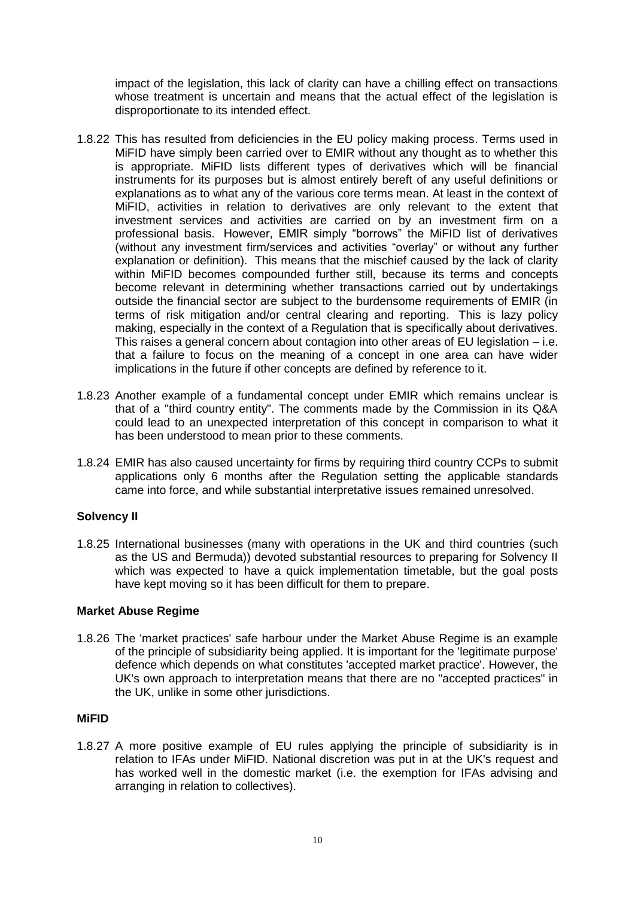impact of the legislation, this lack of clarity can have a chilling effect on transactions whose treatment is uncertain and means that the actual effect of the legislation is disproportionate to its intended effect.

1.8.22 This has resulted from deficiencies in the EU policy making process. Terms used in MiFID have simply been carried over to EMIR without any thought as to whether this is appropriate. MiFID lists different types of derivatives which will be financial instruments for its purposes but is almost entirely bereft of any useful definitions or explanations as to what any of the various core terms mean. At least in the context of MiFID, activities in relation to derivatives are only relevant to the extent that investment services and activities are carried on by an investment firm on a professional basis. However, EMIR simply "borrows" the MiFID list of derivatives (without any investment firm/services and activities "overlay" or without any further explanation or definition). This means that the mischief caused by the lack of clarity within MiFID becomes compounded further still, because its terms and concepts become relevant in determining whether transactions carried out by undertakings outside the financial sector are subject to the burdensome requirements of EMIR (in terms of risk mitigation and/or central clearing and reporting. This is lazy policy making, especially in the context of a Regulation that is specifically about derivatives. This raises a general concern about contagion into other areas of EU legislation – i.e. that a failure to focus on the meaning of a concept in one area can have wider implications in the future if other concepts are defined by reference to it.

1.8.23 Another example of a fundamental concept under EMIR which remains unclear is that of a "third country entity". The comments made by the Commission in its Q&A could lead to an unexpected interpretation of this concept in comparison to what it has been understood to mean prior to these comments.

1.8.24 EMIR has also caused uncertainty for firms by requiring third country CCPs to submit applications only 6 months after the Regulation setting the applicable standards came into force, and while substantial interpretative issues remained unresolved.

**Solvency II**

1.8.25 International businesses (many with operations in the UK and third countries (such as the US and Bermuda)) devoted substantial resources to preparing for Solvency II which was expected to have a quick implementation timetable, but the goal posts have kept moving so it has been difficult for them to prepare.

**Market Abuse Regime**

1.8.26 The 'market practices' safe harbour under the Market Abuse Regime is an example of the principle of subsidiarity being applied. It is important for the 'legitimate purpose' defence which depends on what constitutes 'accepted market practice'. However, the UK's own approach to interpretation means that there are no "accepted practices" in the UK, unlike in some other jurisdictions.

**MiFID**

1.8.27 A more positive example of EU rules applying the principle of subsidiarity is in relation to IFAs under MiFID. National discretion was put in at the UK's request and has worked well in the domestic market (i.e. the exemption for IFAs advising and arranging in relation to collectives).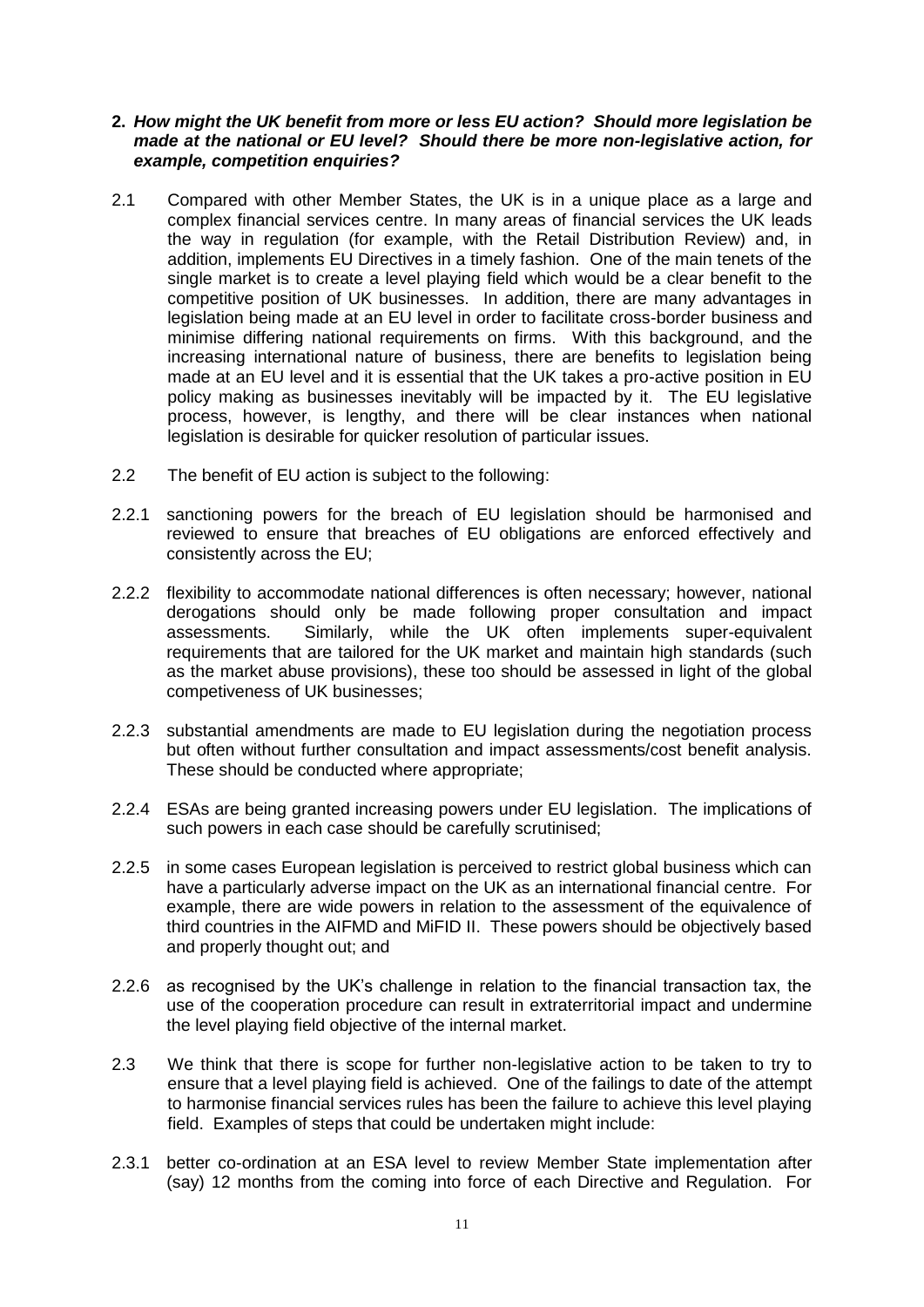**2. *How might the UK benefit from more or less EU action? Should more legislation be made at the national or EU level? Should there be more non-legislative action, for example, competition enquiries?***

2.1 Compared with other Member States, the UK is in a unique place as a large and complex financial services centre. In many areas of financial services the UK leads the way in regulation (for example, with the Retail Distribution Review) and, in addition, implements EU Directives in a timely fashion. One of the main tenets of the single market is to create a level playing field which would be a clear benefit to the competitive position of UK businesses. In addition, there are many advantages in legislation being made at an EU level in order to facilitate cross-border business and minimise differing national requirements on firms. With this background, and the increasing international nature of business, there are benefits to legislation being made at an EU level and it is essential that the UK takes a pro-active position in EU policy making as businesses inevitably will be impacted by it. The EU legislative process, however, is lengthy, and there will be clear instances when national legislation is desirable for quicker resolution of particular issues.

2.2 The benefit of EU action is subject to the following:

2.2.1 sanctioning powers for the breach of EU legislation should be harmonised and reviewed to ensure that breaches of EU obligations are enforced effectively and consistently across the EU;

2.2.2 flexibility to accommodate national differences is often necessary; however, national derogations should only be made following proper consultation and impact assessments. Similarly, while the UK often implements super-equivalent requirements that are tailored for the UK market and maintain high standards (such as the market abuse provisions), these too should be assessed in light of the global competiveness of UK businesses;

2.2.3 substantial amendments are made to EU legislation during the negotiation process but often without further consultation and impact assessments/cost benefit analysis. These should be conducted where appropriate;

2.2.4 ESAs are being granted increasing powers under EU legislation. The implications of such powers in each case should be carefully scrutinised;

2.2.5 in some cases European legislation is perceived to restrict global business which can have a particularly adverse impact on the UK as an international financial centre. For example, there are wide powers in relation to the assessment of the equivalence of third countries in the AIFMD and MiFID II. These powers should be objectively based and properly thought out; and

2.2.6 as recognised by the UK's challenge in relation to the financial transaction tax, the use of the cooperation procedure can result in extraterritorial impact and undermine the level playing field objective of the internal market.

2.3 We think that there is scope for further non-legislative action to be taken to try to ensure that a level playing field is achieved. One of the failings to date of the attempt to harmonise financial services rules has been the failure to achieve this level playing field. Examples of steps that could be undertaken might include:

2.3.1 better co-ordination at an ESA level to review Member State implementation after (say) 12 months from the coming into force of each Directive and Regulation. For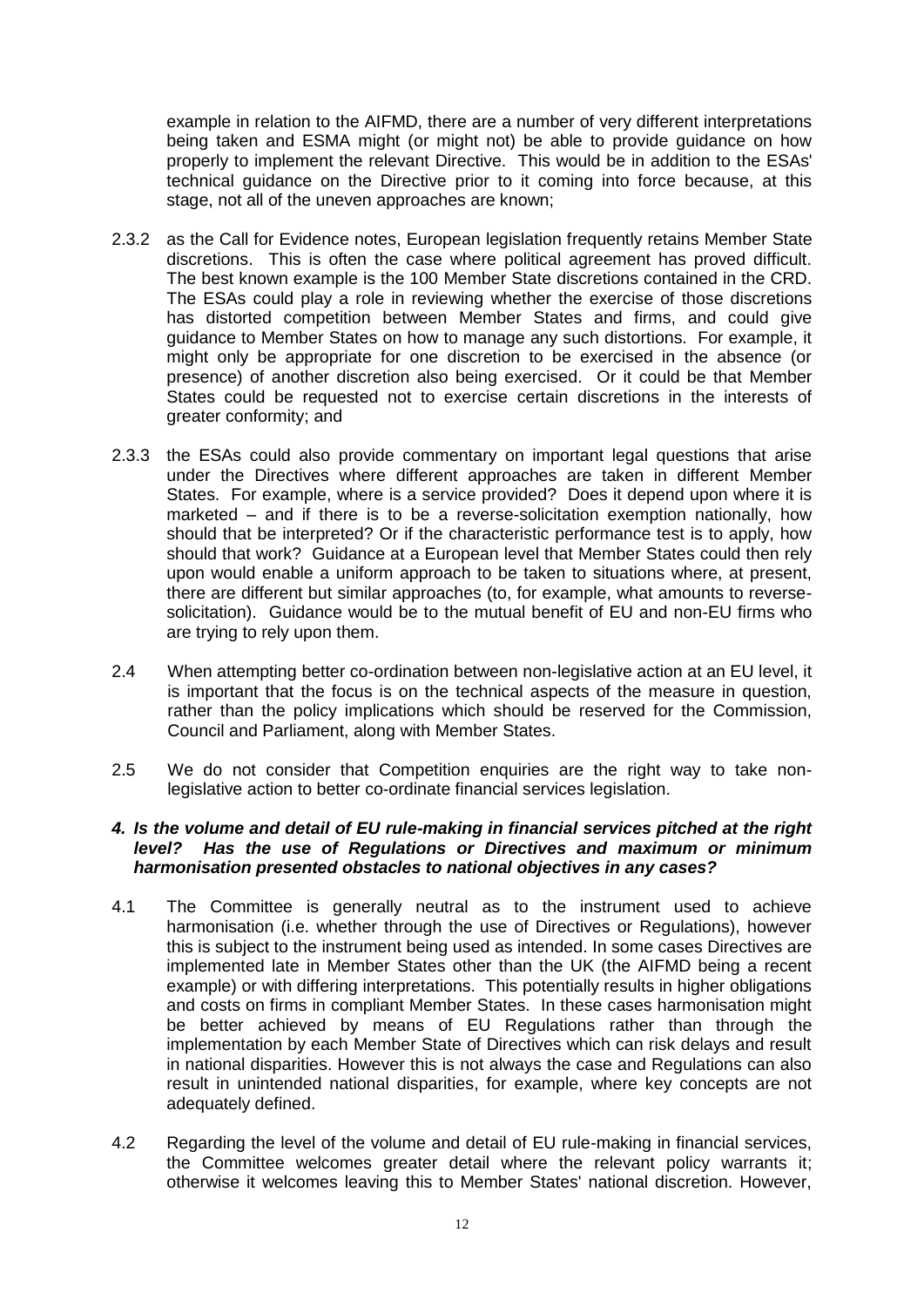example in relation to the AIFMD, there are a number of very different interpretations being taken and ESMA might (or might not) be able to provide guidance on how properly to implement the relevant Directive. This would be in addition to the ESAs' technical guidance on the Directive prior to it coming into force because, at this stage, not all of the uneven approaches are known;

2.3.2 as the Call for Evidence notes, European legislation frequently retains Member State discretions. This is often the case where political agreement has proved difficult. The best known example is the 100 Member State discretions contained in the CRD. The ESAs could play a role in reviewing whether the exercise of those discretions has distorted competition between Member States and firms, and could give guidance to Member States on how to manage any such distortions. For example, it might only be appropriate for one discretion to be exercised in the absence (or presence) of another discretion also being exercised. Or it could be that Member States could be requested not to exercise certain discretions in the interests of greater conformity; and

2.3.3 the ESAs could also provide commentary on important legal questions that arise under the Directives where different approaches are taken in different Member States. For example, where is a service provided? Does it depend upon where it is marketed – and if there is to be a reverse-solicitation exemption nationally, how should that be interpreted? Or if the characteristic performance test is to apply, how should that work? Guidance at a European level that Member States could then rely upon would enable a uniform approach to be taken to situations where, at present, there are different but similar approaches (to, for example, what amounts to reverse-solicitation). Guidance would be to the mutual benefit of EU and non-EU firms who are trying to rely upon them.

2.4 When attempting better co-ordination between non-legislative action at an EU level, it is important that the focus is on the technical aspects of the measure in question, rather than the policy implications which should be reserved for the Commission, Council and Parliament, along with Member States.

2.5 We do not consider that Competition enquiries are the right way to take non-legislative action to better co-ordinate financial services legislation.

#### *4. Is the volume and detail of EU rule-making in financial services pitched at the right level? Has the use of Regulations or Directives and maximum or minimum harmonisation presented obstacles to national objectives in any cases?*

4.1 The Committee is generally neutral as to the instrument used to achieve harmonisation (i.e. whether through the use of Directives or Regulations), however this is subject to the instrument being used as intended. In some cases Directives are implemented late in Member States other than the UK (the AIFMD being a recent example) or with differing interpretations. This potentially results in higher obligations and costs on firms in compliant Member States. In these cases harmonisation might be better achieved by means of EU Regulations rather than through the implementation by each Member State of Directives which can risk delays and result in national disparities. However this is not always the case and Regulations can also result in unintended national disparities, for example, where key concepts are not adequately defined.

4.2 Regarding the level of the volume and detail of EU rule-making in financial services, the Committee welcomes greater detail where the relevant policy warrants it; otherwise it welcomes leaving this to Member States' national discretion. However,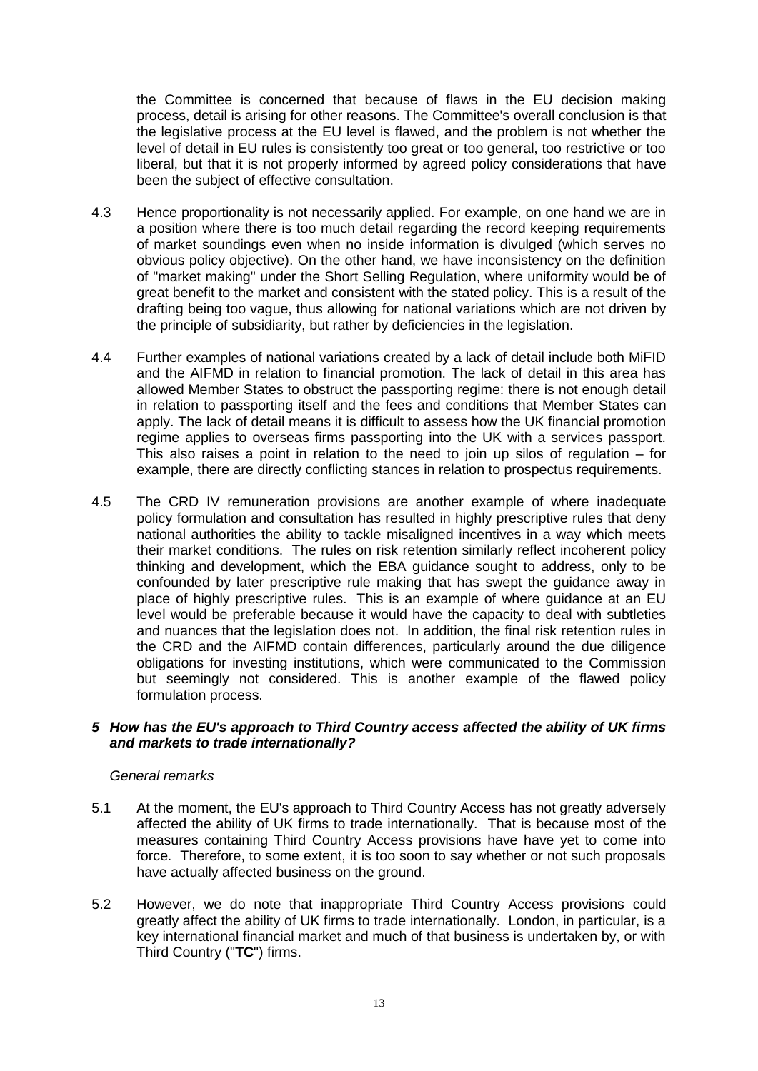the Committee is concerned that because of flaws in the EU decision making process, detail is arising for other reasons. The Committee's overall conclusion is that the legislative process at the EU level is flawed, and the problem is not whether the level of detail in EU rules is consistently too great or too general, too restrictive or too liberal, but that it is not properly informed by agreed policy considerations that have been the subject of effective consultation.

4.3 Hence proportionality is not necessarily applied. For example, on one hand we are in a position where there is too much detail regarding the record keeping requirements of market soundings even when no inside information is divulged (which serves no obvious policy objective). On the other hand, we have inconsistency on the definition of "market making" under the Short Selling Regulation, where uniformity would be of great benefit to the market and consistent with the stated policy. This is a result of the drafting being too vague, thus allowing for national variations which are not driven by the principle of subsidiarity, but rather by deficiencies in the legislation.

4.4 Further examples of national variations created by a lack of detail include both MiFID and the AIFMD in relation to financial promotion. The lack of detail in this area has allowed Member States to obstruct the passporting regime: there is not enough detail in relation to passporting itself and the fees and conditions that Member States can apply. The lack of detail means it is difficult to assess how the UK financial promotion regime applies to overseas firms passporting into the UK with a services passport. This also raises a point in relation to the need to join up silos of regulation – for example, there are directly conflicting stances in relation to prospectus requirements.

4.5 The CRD IV remuneration provisions are another example of where inadequate policy formulation and consultation has resulted in highly prescriptive rules that deny national authorities the ability to tackle misaligned incentives in a way which meets their market conditions. The rules on risk retention similarly reflect incoherent policy thinking and development, which the EBA guidance sought to address, only to be confounded by later prescriptive rule making that has swept the guidance away in place of highly prescriptive rules. This is an example of where guidance at an EU level would be preferable because it would have the capacity to deal with subtleties and nuances that the legislation does not. In addition, the final risk retention rules in the CRD and the AIFMD contain differences, particularly around the due diligence obligations for investing institutions, which were communicated to the Commission but seemingly not considered. This is another example of the flawed policy formulation process.

### *5 How has the EU's approach to Third Country access affected the ability of UK firms and markets to trade internationally?*

*General remarks*

5.1 At the moment, the EU's approach to Third Country Access has not greatly adversely affected the ability of UK firms to trade internationally. That is because most of the measures containing Third Country Access provisions have have yet to come into force. Therefore, to some extent, it is too soon to say whether or not such proposals have actually affected business on the ground.

5.2 However, we do note that inappropriate Third Country Access provisions could greatly affect the ability of UK firms to trade internationally. London, in particular, is a key international financial market and much of that business is undertaken by, or with Third Country ("**TC**") firms.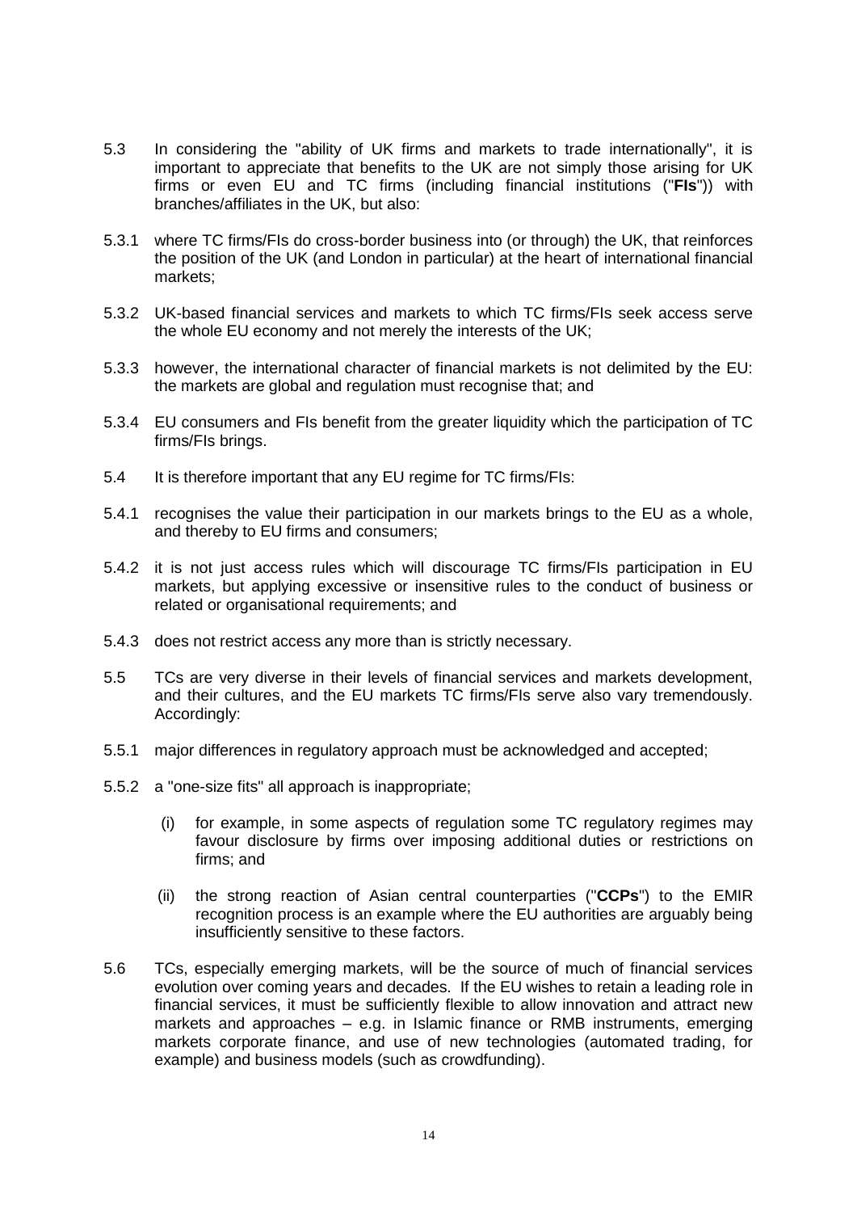5.3 In considering the "ability of UK firms and markets to trade internationally", it is important to appreciate that benefits to the UK are not simply those arising for UK firms or even EU and TC firms (including financial institutions ("**FIs**")) with branches/affiliates in the UK, but also:

5.3.1 where TC firms/FIs do cross-border business into (or through) the UK, that reinforces the position of the UK (and London in particular) at the heart of international financial markets;

5.3.2 UK-based financial services and markets to which TC firms/FIs seek access serve the whole EU economy and not merely the interests of the UK;

5.3.3 however, the international character of financial markets is not delimited by the EU: the markets are global and regulation must recognise that; and

5.3.4 EU consumers and FIs benefit from the greater liquidity which the participation of TC firms/FIs brings.

5.4 It is therefore important that any EU regime for TC firms/FIs:

5.4.1 recognises the value their participation in our markets brings to the EU as a whole, and thereby to EU firms and consumers;

5.4.2 it is not just access rules which will discourage TC firms/FIs participation in EU markets, but applying excessive or insensitive rules to the conduct of business or related or organisational requirements; and

5.4.3 does not restrict access any more than is strictly necessary.

5.5 TCs are very diverse in their levels of financial services and markets development, and their cultures, and the EU markets TC firms/FIs serve also vary tremendously. Accordingly:

5.5.1 major differences in regulatory approach must be acknowledged and accepted;

5.5.2 a "one-size fits" all approach is inappropriate;

(i) for example, in some aspects of regulation some TC regulatory regimes may favour disclosure by firms over imposing additional duties or restrictions on firms; and

(ii) the strong reaction of Asian central counterparties ("**CCPs**") to the EMIR recognition process is an example where the EU authorities are arguably being insufficiently sensitive to these factors.

5.6 TCs, especially emerging markets, will be the source of much of financial services evolution over coming years and decades. If the EU wishes to retain a leading role in financial services, it must be sufficiently flexible to allow innovation and attract new markets and approaches – e.g. in Islamic finance or RMB instruments, emerging markets corporate finance, and use of new technologies (automated trading, for example) and business models (such as crowdfunding).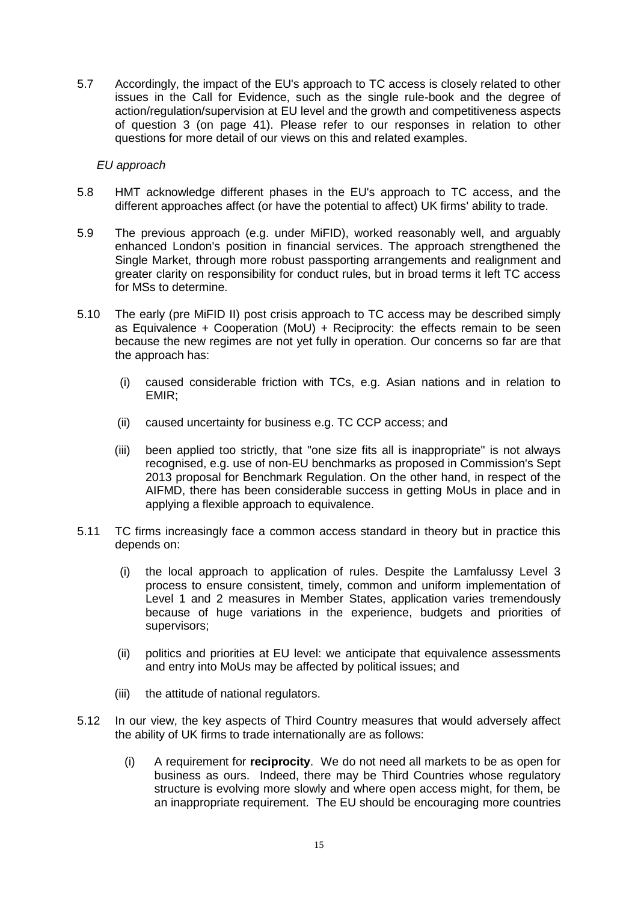5.7 Accordingly, the impact of the EU's approach to TC access is closely related to other issues in the Call for Evidence, such as the single rule-book and the degree of action/regulation/supervision at EU level and the growth and competitiveness aspects of question 3 (on page 41). Please refer to our responses in relation to other questions for more detail of our views on this and related examples.

*EU approach*

5.8 HMT acknowledge different phases in the EU's approach to TC access, and the different approaches affect (or have the potential to affect) UK firms' ability to trade.

5.9 The previous approach (e.g. under MiFID), worked reasonably well, and arguably enhanced London's position in financial services. The approach strengthened the Single Market, through more robust passporting arrangements and realignment and greater clarity on responsibility for conduct rules, but in broad terms it left TC access for MSs to determine.

5.10 The early (pre MiFID II) post crisis approach to TC access may be described simply as Equivalence + Cooperation (MoU) + Reciprocity: the effects remain to be seen because the new regimes are not yet fully in operation. Our concerns so far are that the approach has:

(i) caused considerable friction with TCs, e.g. Asian nations and in relation to EMIR;

(ii) caused uncertainty for business e.g. TC CCP access; and

(iii) been applied too strictly, that "one size fits all is inappropriate" is not always recognised, e.g. use of non-EU benchmarks as proposed in Commission's Sept 2013 proposal for Benchmark Regulation. On the other hand, in respect of the AIFMD, there has been considerable success in getting MoUs in place and in applying a flexible approach to equivalence.

5.11 TC firms increasingly face a common access standard in theory but in practice this depends on:

(i) the local approach to application of rules. Despite the Lamfalussy Level 3 process to ensure consistent, timely, common and uniform implementation of Level 1 and 2 measures in Member States, application varies tremendously because of huge variations in the experience, budgets and priorities of supervisors;

(ii) politics and priorities at EU level: we anticipate that equivalence assessments and entry into MoUs may be affected by political issues; and

(iii) the attitude of national regulators.

5.12 In our view, the key aspects of Third Country measures that would adversely affect the ability of UK firms to trade internationally are as follows:

(i) A requirement for **reciprocity**. We do not need all markets to be as open for business as ours. Indeed, there may be Third Countries whose regulatory structure is evolving more slowly and where open access might, for them, be an inappropriate requirement. The EU should be encouraging more countries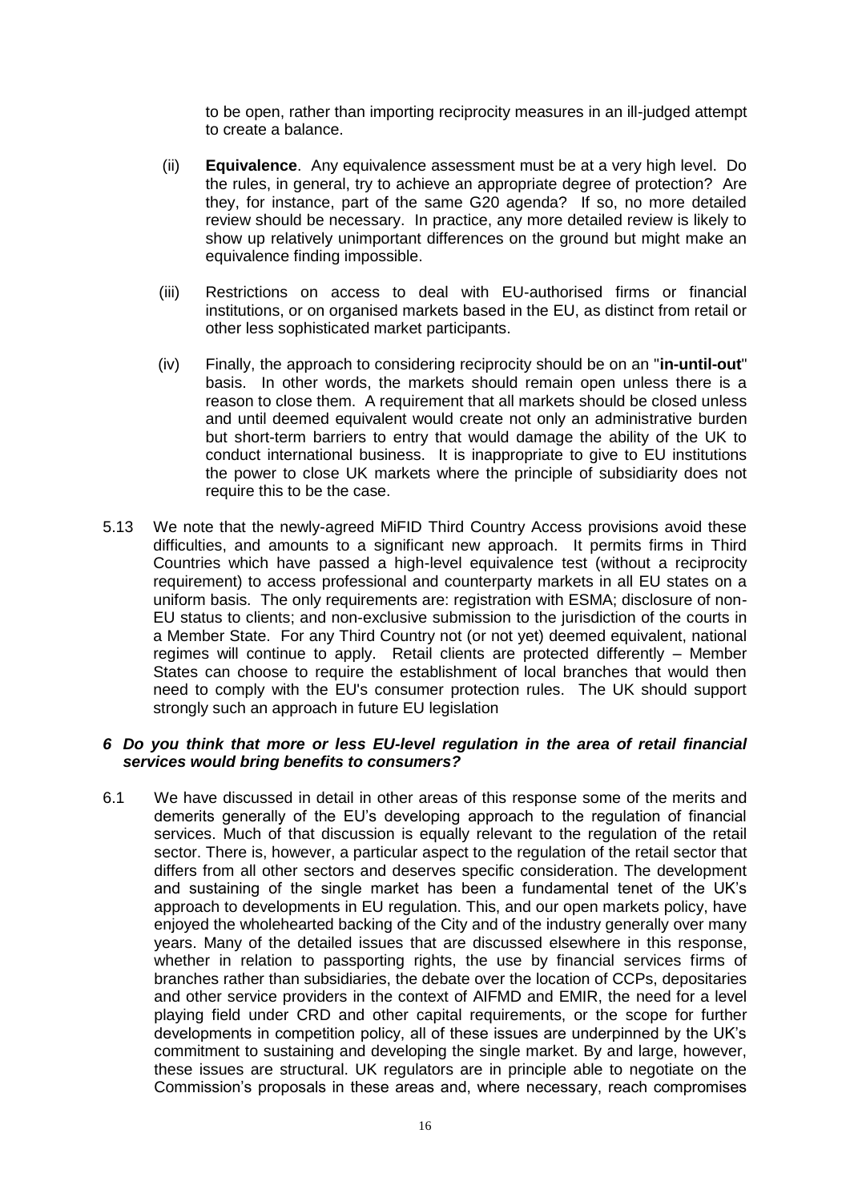to be open, rather than importing reciprocity measures in an ill-judged attempt to create a balance.

(ii) **Equivalence**. Any equivalence assessment must be at a very high level. Do the rules, in general, try to achieve an appropriate degree of protection? Are they, for instance, part of the same G20 agenda? If so, no more detailed review should be necessary. In practice, any more detailed review is likely to show up relatively unimportant differences on the ground but might make an equivalence finding impossible.

(iii) Restrictions on access to deal with EU-authorised firms or financial institutions, or on organised markets based in the EU, as distinct from retail or other less sophisticated market participants.

(iv) Finally, the approach to considering reciprocity should be on an "**in-until-out**" basis. In other words, the markets should remain open unless there is a reason to close them. A requirement that all markets should be closed unless and until deemed equivalent would create not only an administrative burden but short-term barriers to entry that would damage the ability of the UK to conduct international business. It is inappropriate to give to EU institutions the power to close UK markets where the principle of subsidiarity does not require this to be the case.

5.13 We note that the newly-agreed MiFID Third Country Access provisions avoid these difficulties, and amounts to a significant new approach. It permits firms in Third Countries which have passed a high-level equivalence test (without a reciprocity requirement) to access professional and counterparty markets in all EU states on a uniform basis. The only requirements are: registration with ESMA; disclosure of non-EU status to clients; and non-exclusive submission to the jurisdiction of the courts in a Member State. For any Third Country not (or not yet) deemed equivalent, national regimes will continue to apply. Retail clients are protected differently – Member States can choose to require the establishment of local branches that would then need to comply with the EU's consumer protection rules. The UK should support strongly such an approach in future EU legislation

### *6 Do you think that more or less EU-level regulation in the area of retail financial services would bring benefits to consumers?*

6.1 We have discussed in detail in other areas of this response some of the merits and demerits generally of the EU's developing approach to the regulation of financial services. Much of that discussion is equally relevant to the regulation of the retail sector. There is, however, a particular aspect to the regulation of the retail sector that differs from all other sectors and deserves specific consideration. The development and sustaining of the single market has been a fundamental tenet of the UK's approach to developments in EU regulation. This, and our open markets policy, have enjoyed the wholehearted backing of the City and of the industry generally over many years. Many of the detailed issues that are discussed elsewhere in this response, whether in relation to passporting rights, the use by financial services firms of branches rather than subsidiaries, the debate over the location of CCPs, depositaries and other service providers in the context of AIFMD and EMIR, the need for a level playing field under CRD and other capital requirements, or the scope for further developments in competition policy, all of these issues are underpinned by the UK's commitment to sustaining and developing the single market. By and large, however, these issues are structural. UK regulators are in principle able to negotiate on the Commission's proposals in these areas and, where necessary, reach compromises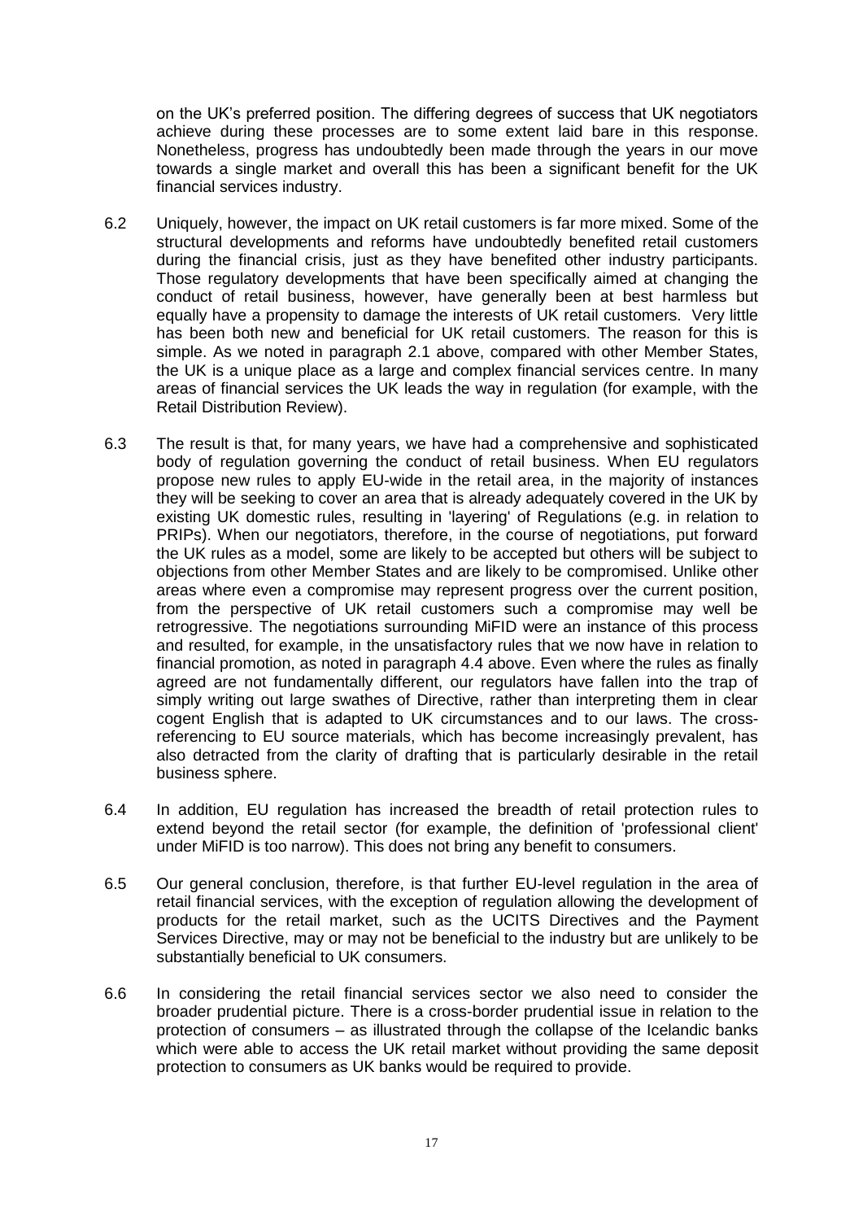on the UK's preferred position. The differing degrees of success that UK negotiators achieve during these processes are to some extent laid bare in this response. Nonetheless, progress has undoubtedly been made through the years in our move towards a single market and overall this has been a significant benefit for the UK financial services industry.

6.2 Uniquely, however, the impact on UK retail customers is far more mixed. Some of the structural developments and reforms have undoubtedly benefited retail customers during the financial crisis, just as they have benefited other industry participants. Those regulatory developments that have been specifically aimed at changing the conduct of retail business, however, have generally been at best harmless but equally have a propensity to damage the interests of UK retail customers. Very little has been both new and beneficial for UK retail customers. The reason for this is simple. As we noted in paragraph 2.1 above, compared with other Member States, the UK is a unique place as a large and complex financial services centre. In many areas of financial services the UK leads the way in regulation (for example, with the Retail Distribution Review).

6.3 The result is that, for many years, we have had a comprehensive and sophisticated body of regulation governing the conduct of retail business. When EU regulators propose new rules to apply EU-wide in the retail area, in the majority of instances they will be seeking to cover an area that is already adequately covered in the UK by existing UK domestic rules, resulting in 'layering' of Regulations (e.g. in relation to PRIPs). When our negotiators, therefore, in the course of negotiations, put forward the UK rules as a model, some are likely to be accepted but others will be subject to objections from other Member States and are likely to be compromised. Unlike other areas where even a compromise may represent progress over the current position, from the perspective of UK retail customers such a compromise may well be retrogressive. The negotiations surrounding MiFID were an instance of this process and resulted, for example, in the unsatisfactory rules that we now have in relation to financial promotion, as noted in paragraph 4.4 above. Even where the rules as finally agreed are not fundamentally different, our regulators have fallen into the trap of simply writing out large swathes of Directive, rather than interpreting them in clear cogent English that is adapted to UK circumstances and to our laws. The cross-referencing to EU source materials, which has become increasingly prevalent, has also detracted from the clarity of drafting that is particularly desirable in the retail business sphere.

6.4 In addition, EU regulation has increased the breadth of retail protection rules to extend beyond the retail sector (for example, the definition of 'professional client' under MiFID is too narrow). This does not bring any benefit to consumers.

6.5 Our general conclusion, therefore, is that further EU-level regulation in the area of retail financial services, with the exception of regulation allowing the development of products for the retail market, such as the UCITS Directives and the Payment Services Directive, may or may not be beneficial to the industry but are unlikely to be substantially beneficial to UK consumers.

6.6 In considering the retail financial services sector we also need to consider the broader prudential picture. There is a cross-border prudential issue in relation to the protection of consumers – as illustrated through the collapse of the Icelandic banks which were able to access the UK retail market without providing the same deposit protection to consumers as UK banks would be required to provide.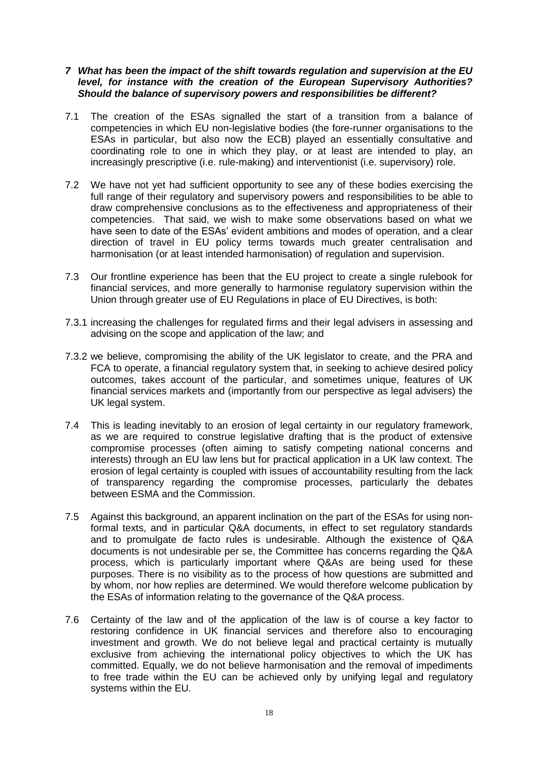## *7 What has been the impact of the shift towards regulation and supervision at the EU level, for instance with the creation of the European Supervisory Authorities? Should the balance of supervisory powers and responsibilities be different?*

7.1 The creation of the ESAs signalled the start of a transition from a balance of competencies in which EU non-legislative bodies (the fore-runner organisations to the ESAs in particular, but also now the ECB) played an essentially consultative and coordinating role to one in which they play, or at least are intended to play, an increasingly prescriptive (i.e. rule-making) and interventionist (i.e. supervisory) role.

7.2 We have not yet had sufficient opportunity to see any of these bodies exercising the full range of their regulatory and supervisory powers and responsibilities to be able to draw comprehensive conclusions as to the effectiveness and appropriateness of their competencies. That said, we wish to make some observations based on what we have seen to date of the ESAs' evident ambitions and modes of operation, and a clear direction of travel in EU policy terms towards much greater centralisation and harmonisation (or at least intended harmonisation) of regulation and supervision.

7.3 Our frontline experience has been that the EU project to create a single rulebook for financial services, and more generally to harmonise regulatory supervision within the Union through greater use of EU Regulations in place of EU Directives, is both:

7.3.1 increasing the challenges for regulated firms and their legal advisers in assessing and advising on the scope and application of the law; and

7.3.2 we believe, compromising the ability of the UK legislator to create, and the PRA and FCA to operate, a financial regulatory system that, in seeking to achieve desired policy outcomes, takes account of the particular, and sometimes unique, features of UK financial services markets and (importantly from our perspective as legal advisers) the UK legal system.

7.4 This is leading inevitably to an erosion of legal certainty in our regulatory framework, as we are required to construe legislative drafting that is the product of extensive compromise processes (often aiming to satisfy competing national concerns and interests) through an EU law lens but for practical application in a UK law context. The erosion of legal certainty is coupled with issues of accountability resulting from the lack of transparency regarding the compromise processes, particularly the debates between ESMA and the Commission.

7.5 Against this background, an apparent inclination on the part of the ESAs for using non-formal texts, and in particular Q&A documents, in effect to set regulatory standards and to promulgate de facto rules is undesirable. Although the existence of Q&A documents is not undesirable per se, the Committee has concerns regarding the Q&A process, which is particularly important where Q&As are being used for these purposes. There is no visibility as to the process of how questions are submitted and by whom, nor how replies are determined. We would therefore welcome publication by the ESAs of information relating to the governance of the Q&A process.

7.6 Certainty of the law and of the application of the law is of course a key factor to restoring confidence in UK financial services and therefore also to encouraging investment and growth. We do not believe legal and practical certainty is mutually exclusive from achieving the international policy objectives to which the UK has committed. Equally, we do not believe harmonisation and the removal of impediments to free trade within the EU can be achieved only by unifying legal and regulatory systems within the EU.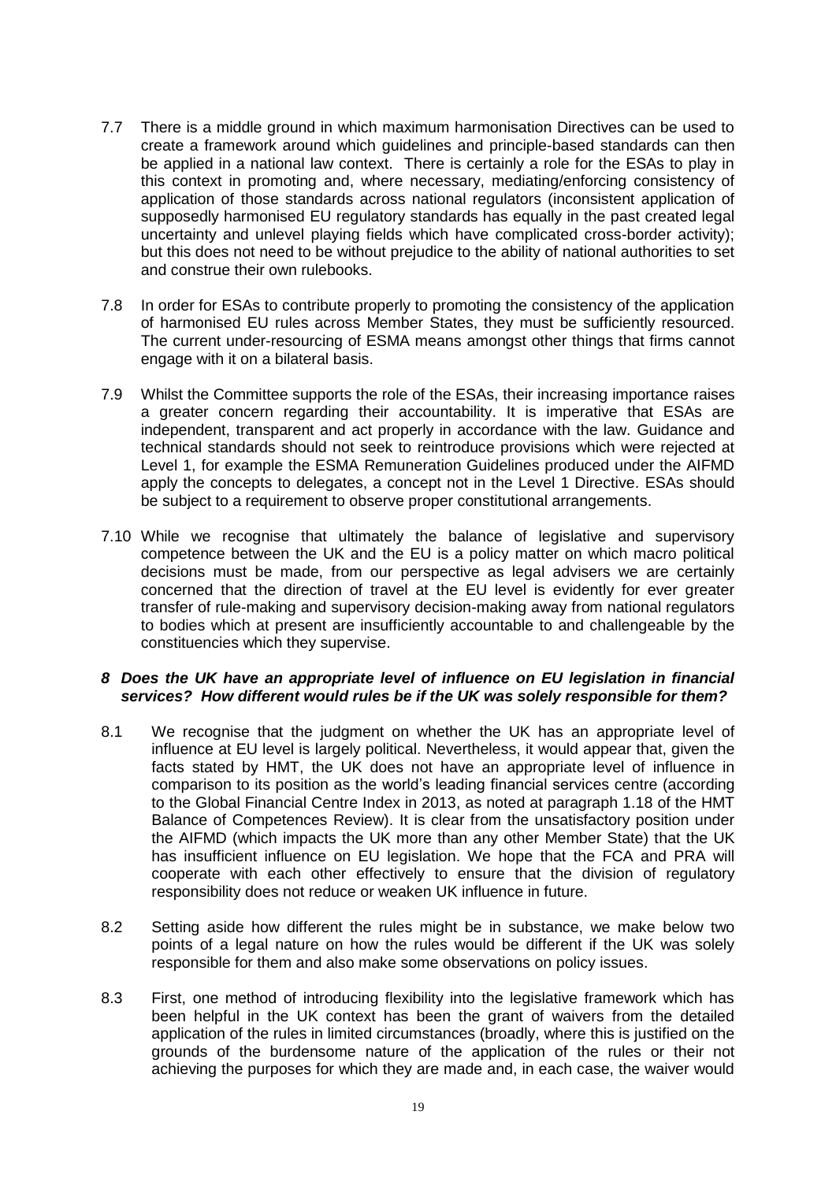7.7 There is a middle ground in which maximum harmonisation Directives can be used to create a framework around which guidelines and principle-based standards can then be applied in a national law context. There is certainly a role for the ESAs to play in this context in promoting and, where necessary, mediating/enforcing consistency of application of those standards across national regulators (inconsistent application of supposedly harmonised EU regulatory standards has equally in the past created legal uncertainty and unlevel playing fields which have complicated cross-border activity); but this does not need to be without prejudice to the ability of national authorities to set and construe their own rulebooks.

7.8 In order for ESAs to contribute properly to promoting the consistency of the application of harmonised EU rules across Member States, they must be sufficiently resourced. The current under-resourcing of ESMA means amongst other things that firms cannot engage with it on a bilateral basis.

7.9 Whilst the Committee supports the role of the ESAs, their increasing importance raises a greater concern regarding their accountability. It is imperative that ESAs are independent, transparent and act properly in accordance with the law. Guidance and technical standards should not seek to reintroduce provisions which were rejected at Level 1, for example the ESMA Remuneration Guidelines produced under the AIFMD apply the concepts to delegates, a concept not in the Level 1 Directive. ESAs should be subject to a requirement to observe proper constitutional arrangements.

7.10 While we recognise that ultimately the balance of legislative and supervisory competence between the UK and the EU is a policy matter on which macro political decisions must be made, from our perspective as legal advisers we are certainly concerned that the direction of travel at the EU level is evidently for ever greater transfer of rule-making and supervisory decision-making away from national regulators to bodies which at present are insufficiently accountable to and challengeable by the constituencies which they supervise.

### *8 Does the UK have an appropriate level of influence on EU legislation in financial services? How different would rules be if the UK was solely responsible for them?*

8.1 We recognise that the judgment on whether the UK has an appropriate level of influence at EU level is largely political. Nevertheless, it would appear that, given the facts stated by HMT, the UK does not have an appropriate level of influence in comparison to its position as the world's leading financial services centre (according to the Global Financial Centre Index in 2013, as noted at paragraph 1.18 of the HMT Balance of Competences Review). It is clear from the unsatisfactory position under the AIFMD (which impacts the UK more than any other Member State) that the UK has insufficient influence on EU legislation. We hope that the FCA and PRA will cooperate with each other effectively to ensure that the division of regulatory responsibility does not reduce or weaken UK influence in future.

8.2 Setting aside how different the rules might be in substance, we make below two points of a legal nature on how the rules would be different if the UK was solely responsible for them and also make some observations on policy issues.

8.3 First, one method of introducing flexibility into the legislative framework which has been helpful in the UK context has been the grant of waivers from the detailed application of the rules in limited circumstances (broadly, where this is justified on the grounds of the burdensome nature of the application of the rules or their not achieving the purposes for which they are made and, in each case, the waiver would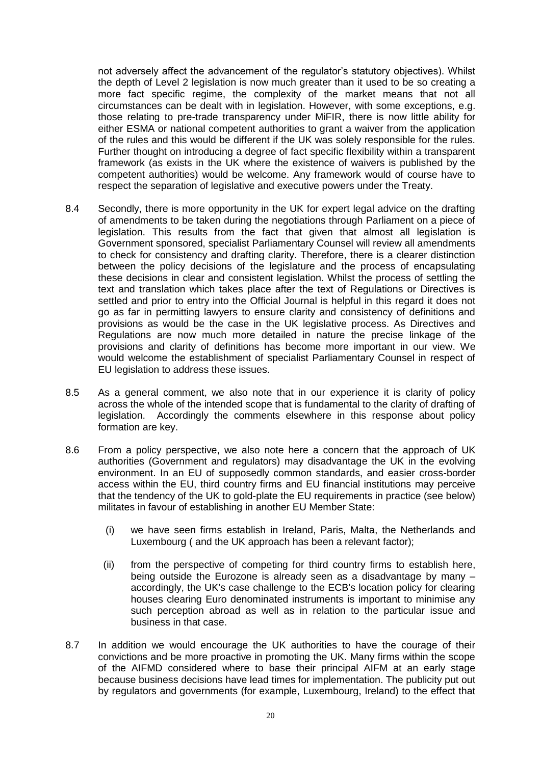not adversely affect the advancement of the regulator's statutory objectives). Whilst the depth of Level 2 legislation is now much greater than it used to be so creating a more fact specific regime, the complexity of the market means that not all circumstances can be dealt with in legislation. However, with some exceptions, e.g. those relating to pre-trade transparency under MiFIR, there is now little ability for either ESMA or national competent authorities to grant a waiver from the application of the rules and this would be different if the UK was solely responsible for the rules. Further thought on introducing a degree of fact specific flexibility within a transparent framework (as exists in the UK where the existence of waivers is published by the competent authorities) would be welcome. Any framework would of course have to respect the separation of legislative and executive powers under the Treaty.

8.4 Secondly, there is more opportunity in the UK for expert legal advice on the drafting of amendments to be taken during the negotiations through Parliament on a piece of legislation. This results from the fact that given that almost all legislation is Government sponsored, specialist Parliamentary Counsel will review all amendments to check for consistency and drafting clarity. Therefore, there is a clearer distinction between the policy decisions of the legislature and the process of encapsulating these decisions in clear and consistent legislation. Whilst the process of settling the text and translation which takes place after the text of Regulations or Directives is settled and prior to entry into the Official Journal is helpful in this regard it does not go as far in permitting lawyers to ensure clarity and consistency of definitions and provisions as would be the case in the UK legislative process. As Directives and Regulations are now much more detailed in nature the precise linkage of the provisions and clarity of definitions has become more important in our view. We would welcome the establishment of specialist Parliamentary Counsel in respect of EU legislation to address these issues.

8.5 As a general comment, we also note that in our experience it is clarity of policy across the whole of the intended scope that is fundamental to the clarity of drafting of legislation. Accordingly the comments elsewhere in this response about policy formation are key.

8.6 From a policy perspective, we also note here a concern that the approach of UK authorities (Government and regulators) may disadvantage the UK in the evolving environment. In an EU of supposedly common standards, and easier cross-border access within the EU, third country firms and EU financial institutions may perceive that the tendency of the UK to gold-plate the EU requirements in practice (see below) militates in favour of establishing in another EU Member State:

(i) we have seen firms establish in Ireland, Paris, Malta, the Netherlands and Luxembourg ( and the UK approach has been a relevant factor);

(ii) from the perspective of competing for third country firms to establish here, being outside the Eurozone is already seen as a disadvantage by many – accordingly, the UK's case challenge to the ECB's location policy for clearing houses clearing Euro denominated instruments is important to minimise any such perception abroad as well as in relation to the particular issue and business in that case.

8.7 In addition we would encourage the UK authorities to have the courage of their convictions and be more proactive in promoting the UK. Many firms within the scope of the AIFMD considered where to base their principal AIFM at an early stage because business decisions have lead times for implementation. The publicity put out by regulators and governments (for example, Luxembourg, Ireland) to the effect that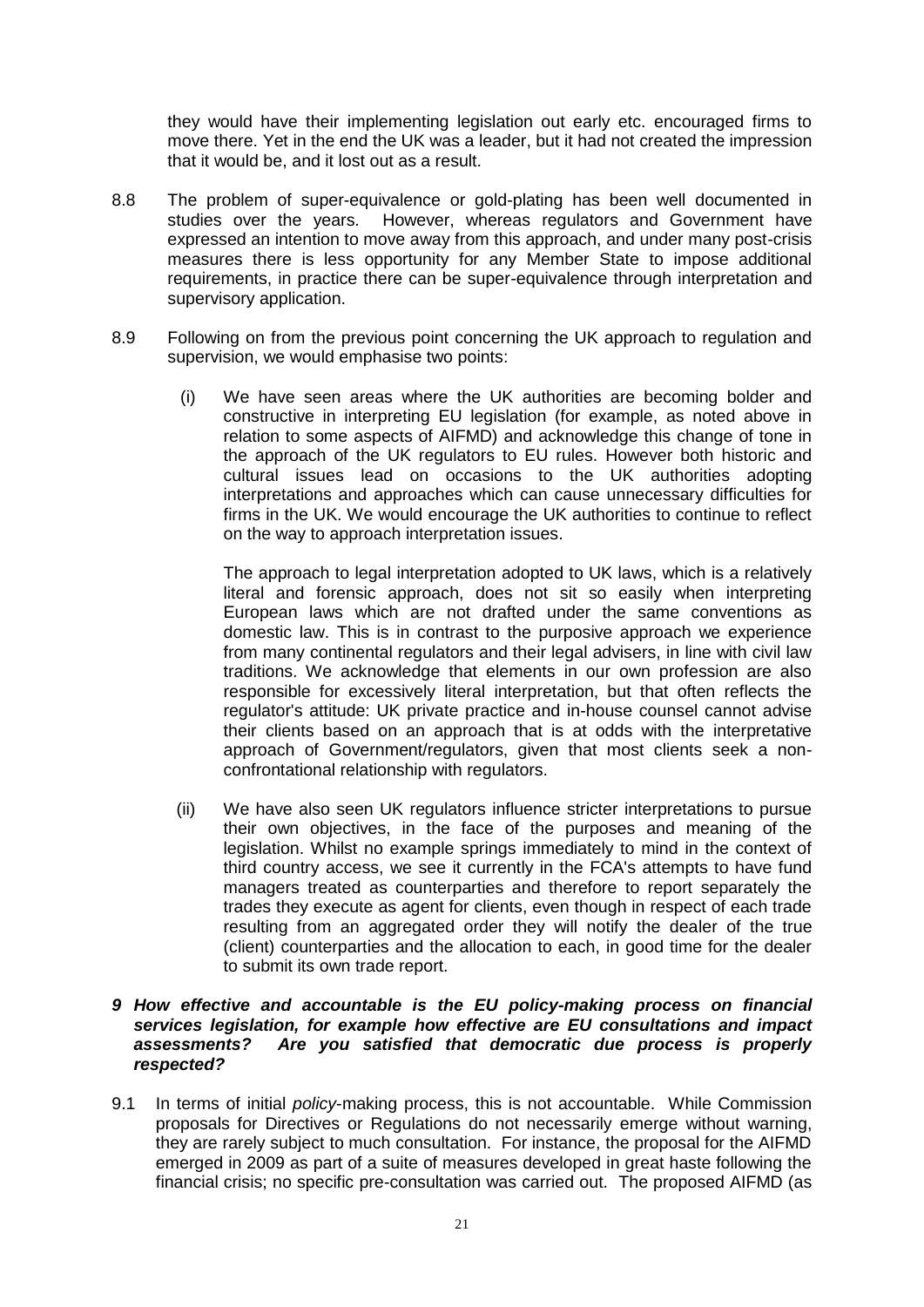they would have their implementing legislation out early etc. encouraged firms to move there. Yet in the end the UK was a leader, but it had not created the impression that it would be, and it lost out as a result.

8.8 The problem of super-equivalence or gold-plating has been well documented in studies over the years. However, whereas regulators and Government have expressed an intention to move away from this approach, and under many post-crisis measures there is less opportunity for any Member State to impose additional requirements, in practice there can be super-equivalence through interpretation and supervisory application.

8.9 Following on from the previous point concerning the UK approach to regulation and supervision, we would emphasise two points:

(i) We have seen areas where the UK authorities are becoming bolder and constructive in interpreting EU legislation (for example, as noted above in relation to some aspects of AIFMD) and acknowledge this change of tone in the approach of the UK regulators to EU rules. However both historic and cultural issues lead on occasions to the UK authorities adopting interpretations and approaches which can cause unnecessary difficulties for firms in the UK. We would encourage the UK authorities to continue to reflect on the way to approach interpretation issues.

The approach to legal interpretation adopted to UK laws, which is a relatively literal and forensic approach, does not sit so easily when interpreting European laws which are not drafted under the same conventions as domestic law. This is in contrast to the purposive approach we experience from many continental regulators and their legal advisers, in line with civil law traditions. We acknowledge that elements in our own profession are also responsible for excessively literal interpretation, but that often reflects the regulator's attitude: UK private practice and in-house counsel cannot advise their clients based on an approach that is at odds with the interpretative approach of Government/regulators, given that most clients seek a non-confrontational relationship with regulators.

(ii) We have also seen UK regulators influence stricter interpretations to pursue their own objectives, in the face of the purposes and meaning of the legislation. Whilst no example springs immediately to mind in the context of third country access, we see it currently in the FCA's attempts to have fund managers treated as counterparties and therefore to report separately the trades they execute as agent for clients, even though in respect of each trade resulting from an aggregated order they will notify the dealer of the true (client) counterparties and the allocation to each, in good time for the dealer to submit its own trade report.

### *9 How effective and accountable is the EU policy-making process on financial services legislation, for example how effective are EU consultations and impact assessments? Are you satisfied that democratic due process is properly respected?*

9.1 In terms of initial *policy*-making process, this is not accountable. While Commission proposals for Directives or Regulations do not necessarily emerge without warning, they are rarely subject to much consultation. For instance, the proposal for the AIFMD emerged in 2009 as part of a suite of measures developed in great haste following the financial crisis; no specific pre-consultation was carried out. The proposed AIFMD (as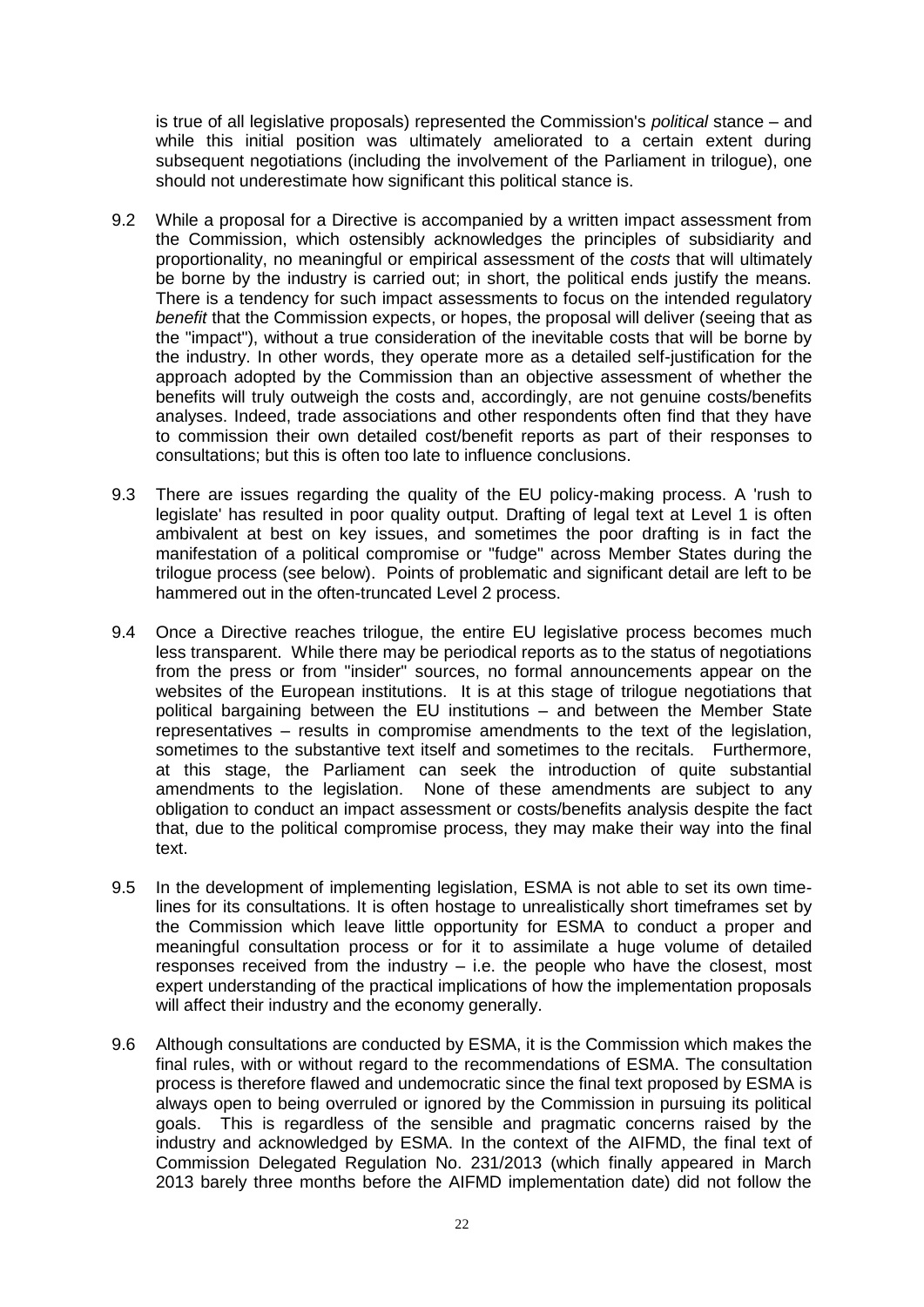is true of all legislative proposals) represented the Commission's *political* stance – and while this initial position was ultimately ameliorated to a certain extent during subsequent negotiations (including the involvement of the Parliament in trilogue), one should not underestimate how significant this political stance is.

9.2 While a proposal for a Directive is accompanied by a written impact assessment from the Commission, which ostensibly acknowledges the principles of subsidiarity and proportionality, no meaningful or empirical assessment of the *costs* that will ultimately be borne by the industry is carried out; in short, the political ends justify the means. There is a tendency for such impact assessments to focus on the intended regulatory *benefit* that the Commission expects, or hopes, the proposal will deliver (seeing that as the "impact"), without a true consideration of the inevitable costs that will be borne by the industry. In other words, they operate more as a detailed self-justification for the approach adopted by the Commission than an objective assessment of whether the benefits will truly outweigh the costs and, accordingly, are not genuine costs/benefits analyses. Indeed, trade associations and other respondents often find that they have to commission their own detailed cost/benefit reports as part of their responses to consultations; but this is often too late to influence conclusions.

9.3 There are issues regarding the quality of the EU policy-making process. A 'rush to legislate' has resulted in poor quality output. Drafting of legal text at Level 1 is often ambivalent at best on key issues, and sometimes the poor drafting is in fact the manifestation of a political compromise or "fudge" across Member States during the trilogue process (see below). Points of problematic and significant detail are left to be hammered out in the often-truncated Level 2 process.

9.4 Once a Directive reaches trilogue, the entire EU legislative process becomes much less transparent. While there may be periodical reports as to the status of negotiations from the press or from "insider" sources, no formal announcements appear on the websites of the European institutions. It is at this stage of trilogue negotiations that political bargaining between the EU institutions – and between the Member State representatives – results in compromise amendments to the text of the legislation, sometimes to the substantive text itself and sometimes to the recitals. Furthermore, at this stage, the Parliament can seek the introduction of quite substantial amendments to the legislation. None of these amendments are subject to any obligation to conduct an impact assessment or costs/benefits analysis despite the fact that, due to the political compromise process, they may make their way into the final text.

9.5 In the development of implementing legislation, ESMA is not able to set its own time-lines for its consultations. It is often hostage to unrealistically short timeframes set by the Commission which leave little opportunity for ESMA to conduct a proper and meaningful consultation process or for it to assimilate a huge volume of detailed responses received from the industry – i.e. the people who have the closest, most expert understanding of the practical implications of how the implementation proposals will affect their industry and the economy generally.

9.6 Although consultations are conducted by ESMA, it is the Commission which makes the final rules, with or without regard to the recommendations of ESMA. The consultation process is therefore flawed and undemocratic since the final text proposed by ESMA is always open to being overruled or ignored by the Commission in pursuing its political goals. This is regardless of the sensible and pragmatic concerns raised by the industry and acknowledged by ESMA. In the context of the AIFMD, the final text of Commission Delegated Regulation No. 231/2013 (which finally appeared in March 2013 barely three months before the AIFMD implementation date) did not follow the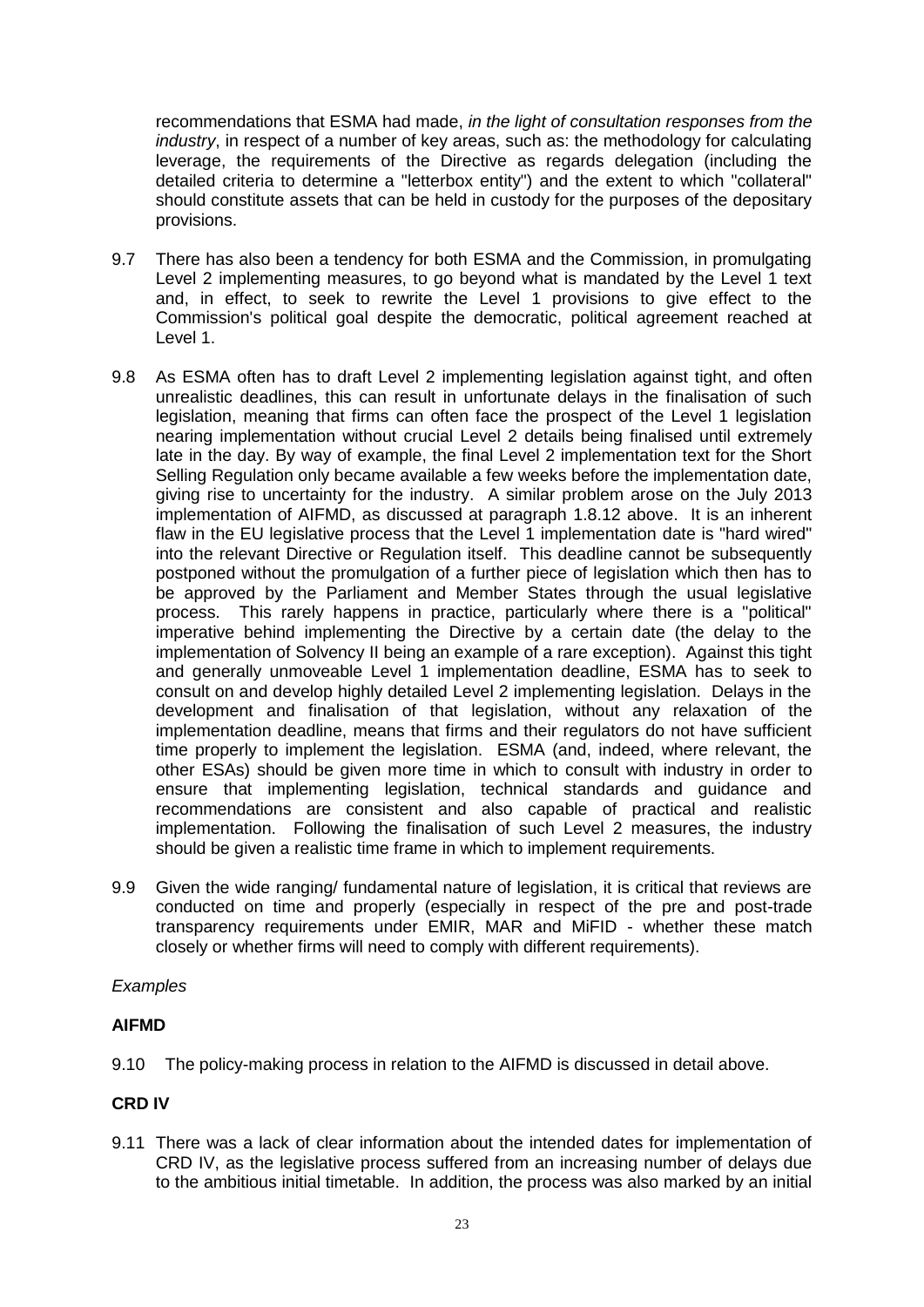recommendations that ESMA had made, *in the light of consultation responses from the industry*, in respect of a number of key areas, such as: the methodology for calculating leverage, the requirements of the Directive as regards delegation (including the detailed criteria to determine a "letterbox entity") and the extent to which "collateral" should constitute assets that can be held in custody for the purposes of the depositary provisions.

9.7 There has also been a tendency for both ESMA and the Commission, in promulgating Level 2 implementing measures, to go beyond what is mandated by the Level 1 text and, in effect, to seek to rewrite the Level 1 provisions to give effect to the Commission's political goal despite the democratic, political agreement reached at Level 1.

9.8 As ESMA often has to draft Level 2 implementing legislation against tight, and often unrealistic deadlines, this can result in unfortunate delays in the finalisation of such legislation, meaning that firms can often face the prospect of the Level 1 legislation nearing implementation without crucial Level 2 details being finalised until extremely late in the day. By way of example, the final Level 2 implementation text for the Short Selling Regulation only became available a few weeks before the implementation date, giving rise to uncertainty for the industry. A similar problem arose on the July 2013 implementation of AIFMD, as discussed at paragraph 1.8.12 above. It is an inherent flaw in the EU legislative process that the Level 1 implementation date is "hard wired" into the relevant Directive or Regulation itself. This deadline cannot be subsequently postponed without the promulgation of a further piece of legislation which then has to be approved by the Parliament and Member States through the usual legislative process. This rarely happens in practice, particularly where there is a "political" imperative behind implementing the Directive by a certain date (the delay to the implementation of Solvency II being an example of a rare exception). Against this tight and generally unmoveable Level 1 implementation deadline, ESMA has to seek to consult on and develop highly detailed Level 2 implementing legislation. Delays in the development and finalisation of that legislation, without any relaxation of the implementation deadline, means that firms and their regulators do not have sufficient time properly to implement the legislation. ESMA (and, indeed, where relevant, the other ESAs) should be given more time in which to consult with industry in order to ensure that implementing legislation, technical standards and guidance and recommendations are consistent and also capable of practical and realistic implementation. Following the finalisation of such Level 2 measures, the industry should be given a realistic time frame in which to implement requirements.

9.9 Given the wide ranging/ fundamental nature of legislation, it is critical that reviews are conducted on time and properly (especially in respect of the pre and post-trade transparency requirements under EMIR, MAR and MiFID - whether these match closely or whether firms will need to comply with different requirements).

*Examples*

**AIFMD**

9.10 The policy-making process in relation to the AIFMD is discussed in detail above.

**CRD IV**

9.11 There was a lack of clear information about the intended dates for implementation of CRD IV, as the legislative process suffered from an increasing number of delays due to the ambitious initial timetable. In addition, the process was also marked by an initial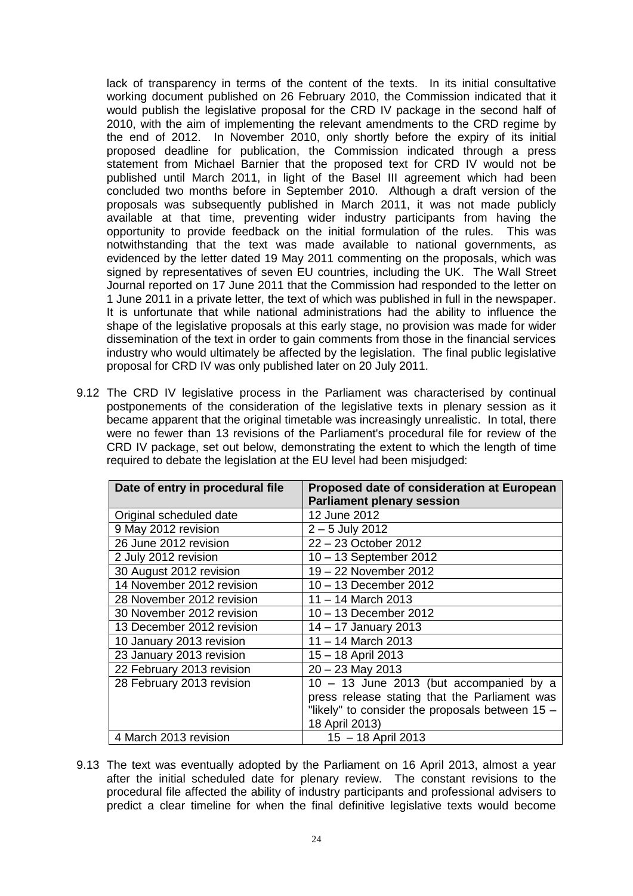lack of transparency in terms of the content of the texts. In its initial consultative working document published on 26 February 2010, the Commission indicated that it would publish the legislative proposal for the CRD IV package in the second half of 2010, with the aim of implementing the relevant amendments to the CRD regime by the end of 2012. In November 2010, only shortly before the expiry of its initial proposed deadline for publication, the Commission indicated through a press statement from Michael Barnier that the proposed text for CRD IV would not be published until March 2011, in light of the Basel III agreement which had been concluded two months before in September 2010. Although a draft version of the proposals was subsequently published in March 2011, it was not made publicly available at that time, preventing wider industry participants from having the opportunity to provide feedback on the initial formulation of the rules. This was notwithstanding that the text was made available to national governments, as evidenced by the letter dated 19 May 2011 commenting on the proposals, which was signed by representatives of seven EU countries, including the UK. The Wall Street Journal reported on 17 June 2011 that the Commission had responded to the letter on 1 June 2011 in a private letter, the text of which was published in full in the newspaper. It is unfortunate that while national administrations had the ability to influence the shape of the legislative proposals at this early stage, no provision was made for wider dissemination of the text in order to gain comments from those in the financial services industry who would ultimately be affected by the legislation. The final public legislative proposal for CRD IV was only published later on 20 July 2011.

9.12 The CRD IV legislative process in the Parliament was characterised by continual postponements of the consideration of the legislative texts in plenary session as it became apparent that the original timetable was increasingly unrealistic. In total, there were no fewer than 13 revisions of the Parliament's procedural file for review of the CRD IV package, set out below, demonstrating the extent to which the length of time required to debate the legislation at the EU level had been misjudged:

| Date of entry in procedural file | Proposed date of consideration at European Parliament plenary session |
|---|---|
| Original scheduled date | 12 June 2012 |
| 9 May 2012 revision | 2 – 5 July 2012 |
| 26 June 2012 revision | 22 – 23 October 2012 |
| 2 July 2012 revision | 10 – 13 September 2012 |
| 30 August 2012 revision | 19 – 22 November 2012 |
| 14 November 2012 revision | 10 – 13 December 2012 |
| 28 November 2012 revision | 11 – 14 March 2013 |
| 30 November 2012 revision | 10 – 13 December 2012 |
| 13 December 2012 revision | 14 – 17 January 2013 |
| 10 January 2013 revision | 11 – 14 March 2013 |
| 23 January 2013 revision | 15 – 18 April 2013 |
| 22 February 2013 revision | 20 – 23 May 2013 |
| 28 February 2013 revision | 10 – 13 June 2013 (but accompanied by a press release stating that the Parliament was "likely" to consider the proposals between 15 – 18 April 2013) |
| 4 March 2013 revision | 15 – 18 April 2013 |

9.13 The text was eventually adopted by the Parliament on 16 April 2013, almost a year after the initial scheduled date for plenary review. The constant revisions to the procedural file affected the ability of industry participants and professional advisers to predict a clear timeline for when the final definitive legislative texts would become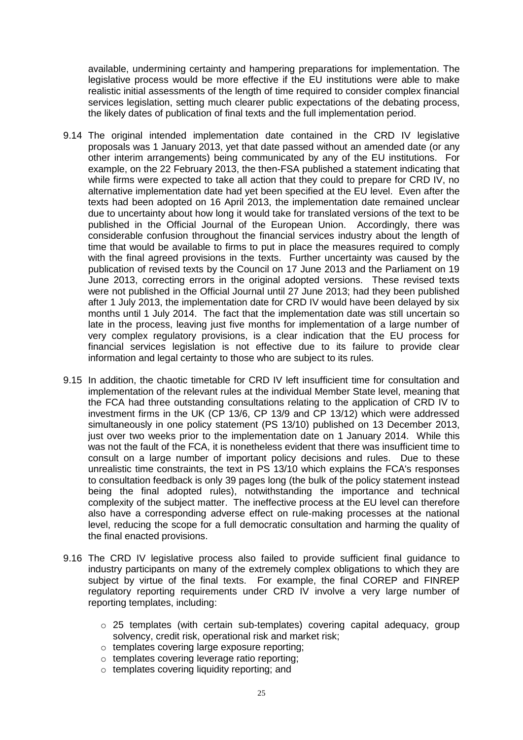available, undermining certainty and hampering preparations for implementation. The legislative process would be more effective if the EU institutions were able to make realistic initial assessments of the length of time required to consider complex financial services legislation, setting much clearer public expectations of the debating process, the likely dates of publication of final texts and the full implementation period.

9.14 The original intended implementation date contained in the CRD IV legislative proposals was 1 January 2013, yet that date passed without an amended date (or any other interim arrangements) being communicated by any of the EU institutions. For example, on the 22 February 2013, the then-FSA published a statement indicating that while firms were expected to take all action that they could to prepare for CRD IV, no alternative implementation date had yet been specified at the EU level. Even after the texts had been adopted on 16 April 2013, the implementation date remained unclear due to uncertainty about how long it would take for translated versions of the text to be published in the Official Journal of the European Union. Accordingly, there was considerable confusion throughout the financial services industry about the length of time that would be available to firms to put in place the measures required to comply with the final agreed provisions in the texts. Further uncertainty was caused by the publication of revised texts by the Council on 17 June 2013 and the Parliament on 19 June 2013, correcting errors in the original adopted versions. These revised texts were not published in the Official Journal until 27 June 2013; had they been published after 1 July 2013, the implementation date for CRD IV would have been delayed by six months until 1 July 2014. The fact that the implementation date was still uncertain so late in the process, leaving just five months for implementation of a large number of very complex regulatory provisions, is a clear indication that the EU process for financial services legislation is not effective due to its failure to provide clear information and legal certainty to those who are subject to its rules.

9.15 In addition, the chaotic timetable for CRD IV left insufficient time for consultation and implementation of the relevant rules at the individual Member State level, meaning that the FCA had three outstanding consultations relating to the application of CRD IV to investment firms in the UK (CP 13/6, CP 13/9 and CP 13/12) which were addressed simultaneously in one policy statement (PS 13/10) published on 13 December 2013, just over two weeks prior to the implementation date on 1 January 2014. While this was not the fault of the FCA, it is nonetheless evident that there was insufficient time to consult on a large number of important policy decisions and rules. Due to these unrealistic time constraints, the text in PS 13/10 which explains the FCA's responses to consultation feedback is only 39 pages long (the bulk of the policy statement instead being the final adopted rules), notwithstanding the importance and technical complexity of the subject matter. The ineffective process at the EU level can therefore also have a corresponding adverse effect on rule-making processes at the national level, reducing the scope for a full democratic consultation and harming the quality of the final enacted provisions.

9.16 The CRD IV legislative process also failed to provide sufficient final guidance to industry participants on many of the extremely complex obligations to which they are subject by virtue of the final texts. For example, the final COREP and FINREP regulatory reporting requirements under CRD IV involve a very large number of reporting templates, including:

- 25 templates (with certain sub-templates) covering capital adequacy, group solvency, credit risk, operational risk and market risk;
- templates covering large exposure reporting;
- templates covering leverage ratio reporting;
- templates covering liquidity reporting; and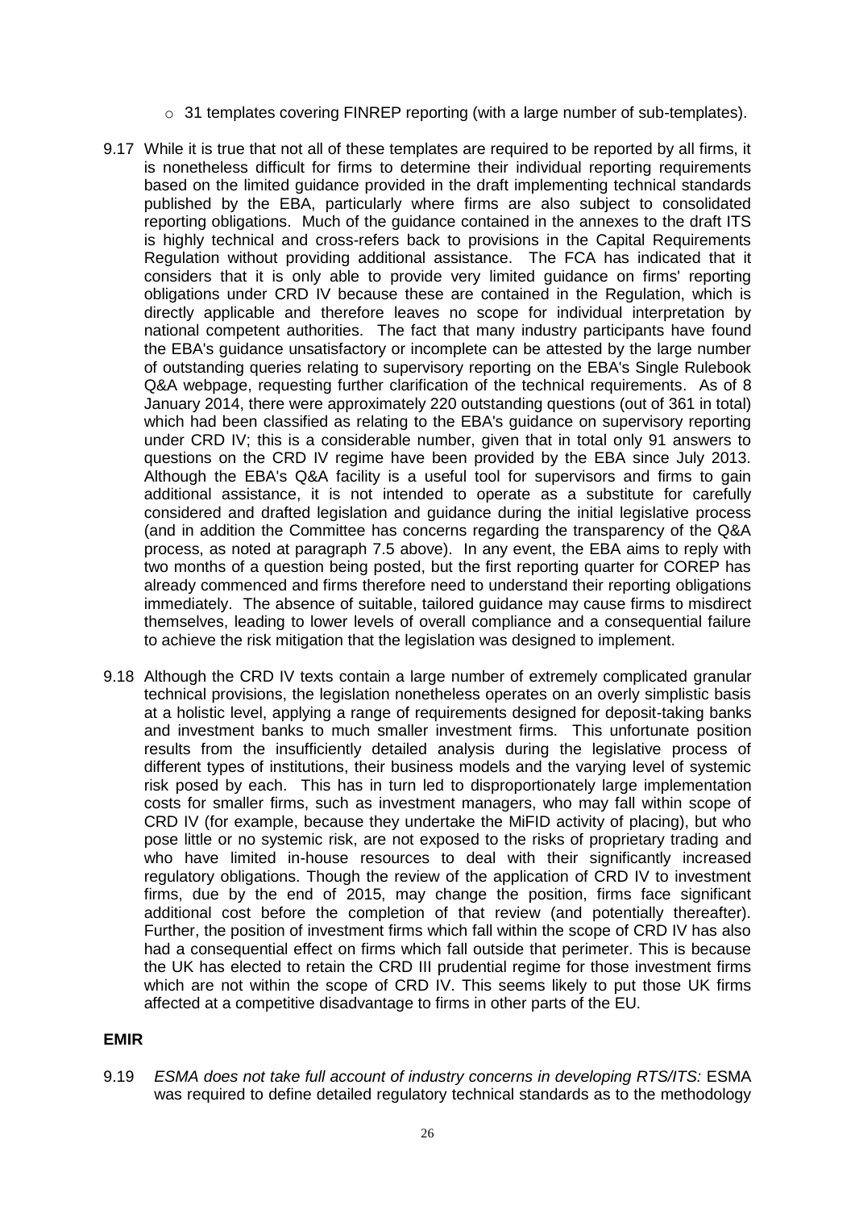- 31 templates covering FINREP reporting (with a large number of sub-templates).

9.17 While it is true that not all of these templates are required to be reported by all firms, it is nonetheless difficult for firms to determine their individual reporting requirements based on the limited guidance provided in the draft implementing technical standards published by the EBA, particularly where firms are also subject to consolidated reporting obligations. Much of the guidance contained in the annexes to the draft ITS is highly technical and cross-refers back to provisions in the Capital Requirements Regulation without providing additional assistance. The FCA has indicated that it considers that it is only able to provide very limited guidance on firms' reporting obligations under CRD IV because these are contained in the Regulation, which is directly applicable and therefore leaves no scope for individual interpretation by national competent authorities. The fact that many industry participants have found the EBA's guidance unsatisfactory or incomplete can be attested by the large number of outstanding queries relating to supervisory reporting on the EBA's Single Rulebook Q&A webpage, requesting further clarification of the technical requirements. As of 8 January 2014, there were approximately 220 outstanding questions (out of 361 in total) which had been classified as relating to the EBA's guidance on supervisory reporting under CRD IV; this is a considerable number, given that in total only 91 answers to questions on the CRD IV regime have been provided by the EBA since July 2013. Although the EBA's Q&A facility is a useful tool for supervisors and firms to gain additional assistance, it is not intended to operate as a substitute for carefully considered and drafted legislation and guidance during the initial legislative process (and in addition the Committee has concerns regarding the transparency of the Q&A process, as noted at paragraph 7.5 above). In any event, the EBA aims to reply with two months of a question being posted, but the first reporting quarter for COREP has already commenced and firms therefore need to understand their reporting obligations immediately. The absence of suitable, tailored guidance may cause firms to misdirect themselves, leading to lower levels of overall compliance and a consequential failure to achieve the risk mitigation that the legislation was designed to implement.

9.18 Although the CRD IV texts contain a large number of extremely complicated granular technical provisions, the legislation nonetheless operates on an overly simplistic basis at a holistic level, applying a range of requirements designed for deposit-taking banks and investment banks to much smaller investment firms. This unfortunate position results from the insufficiently detailed analysis during the legislative process of different types of institutions, their business models and the varying level of systemic risk posed by each. This has in turn led to disproportionately large implementation costs for smaller firms, such as investment managers, who may fall within scope of CRD IV (for example, because they undertake the MiFID activity of placing), but who pose little or no systemic risk, are not exposed to the risks of proprietary trading and who have limited in-house resources to deal with their significantly increased regulatory obligations. Though the review of the application of CRD IV to investment firms, due by the end of 2015, may change the position, firms face significant additional cost before the completion of that review (and potentially thereafter). Further, the position of investment firms which fall within the scope of CRD IV has also had a consequential effect on firms which fall outside that perimeter. This is because the UK has elected to retain the CRD III prudential regime for those investment firms which are not within the scope of CRD IV. This seems likely to put those UK firms affected at a competitive disadvantage to firms in other parts of the EU.

**EMIR**

9.19 *ESMA does not take full account of industry concerns in developing RTS/ITS:* ESMA was required to define detailed regulatory technical standards as to the methodology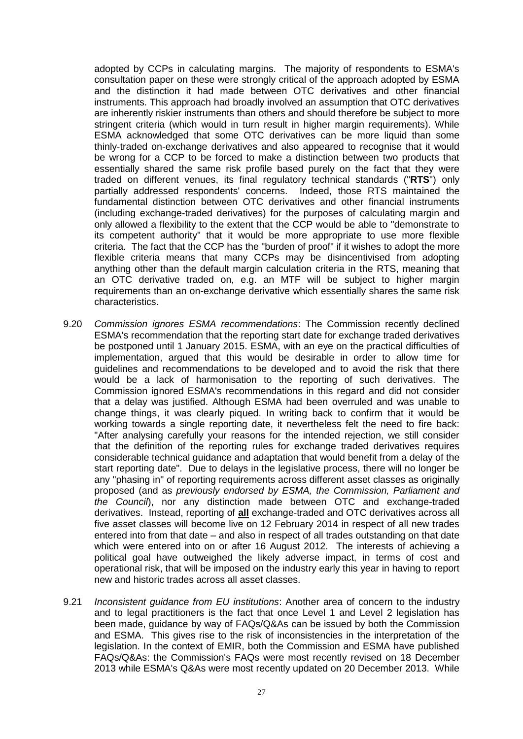adopted by CCPs in calculating margins. The majority of respondents to ESMA's consultation paper on these were strongly critical of the approach adopted by ESMA and the distinction it had made between OTC derivatives and other financial instruments. This approach had broadly involved an assumption that OTC derivatives are inherently riskier instruments than others and should therefore be subject to more stringent criteria (which would in turn result in higher margin requirements). While ESMA acknowledged that some OTC derivatives can be more liquid than some thinly-traded on-exchange derivatives and also appeared to recognise that it would be wrong for a CCP to be forced to make a distinction between two products that essentially shared the same risk profile based purely on the fact that they were traded on different venues, its final regulatory technical standards ("**RTS**") only partially addressed respondents' concerns. Indeed, those RTS maintained the fundamental distinction between OTC derivatives and other financial instruments (including exchange-traded derivatives) for the purposes of calculating margin and only allowed a flexibility to the extent that the CCP would be able to "demonstrate to its competent authority" that it would be more appropriate to use more flexible criteria. The fact that the CCP has the "burden of proof" if it wishes to adopt the more flexible criteria means that many CCPs may be disincentivised from adopting anything other than the default margin calculation criteria in the RTS, meaning that an OTC derivative traded on, e.g. an MTF will be subject to higher margin requirements than an on-exchange derivative which essentially shares the same risk characteristics.

9.20 *Commission ignores ESMA recommendations*: The Commission recently declined ESMA's recommendation that the reporting start date for exchange traded derivatives be postponed until 1 January 2015. ESMA, with an eye on the practical difficulties of implementation, argued that this would be desirable in order to allow time for guidelines and recommendations to be developed and to avoid the risk that there would be a lack of harmonisation to the reporting of such derivatives. The Commission ignored ESMA's recommendations in this regard and did not consider that a delay was justified. Although ESMA had been overruled and was unable to change things, it was clearly piqued. In writing back to confirm that it would be working towards a single reporting date, it nevertheless felt the need to fire back: "After analysing carefully your reasons for the intended rejection, we still consider that the definition of the reporting rules for exchange traded derivatives requires considerable technical guidance and adaptation that would benefit from a delay of the start reporting date". Due to delays in the legislative process, there will no longer be any "phasing in" of reporting requirements across different asset classes as originally proposed (and as *previously endorsed by ESMA, the Commission, Parliament and the Council*), nor any distinction made between OTC and exchange-traded derivatives. Instead, reporting of **all** exchange-traded and OTC derivatives across all five asset classes will become live on 12 February 2014 in respect of all new trades entered into from that date – and also in respect of all trades outstanding on that date which were entered into on or after 16 August 2012. The interests of achieving a political goal have outweighed the likely adverse impact, in terms of cost and operational risk, that will be imposed on the industry early this year in having to report new and historic trades across all asset classes.

9.21 *Inconsistent guidance from EU institutions*: Another area of concern to the industry and to legal practitioners is the fact that once Level 1 and Level 2 legislation has been made, guidance by way of FAQs/Q&As can be issued by both the Commission and ESMA. This gives rise to the risk of inconsistencies in the interpretation of the legislation. In the context of EMIR, both the Commission and ESMA have published FAQs/Q&As: the Commission's FAQs were most recently revised on 18 December 2013 while ESMA's Q&As were most recently updated on 20 December 2013. While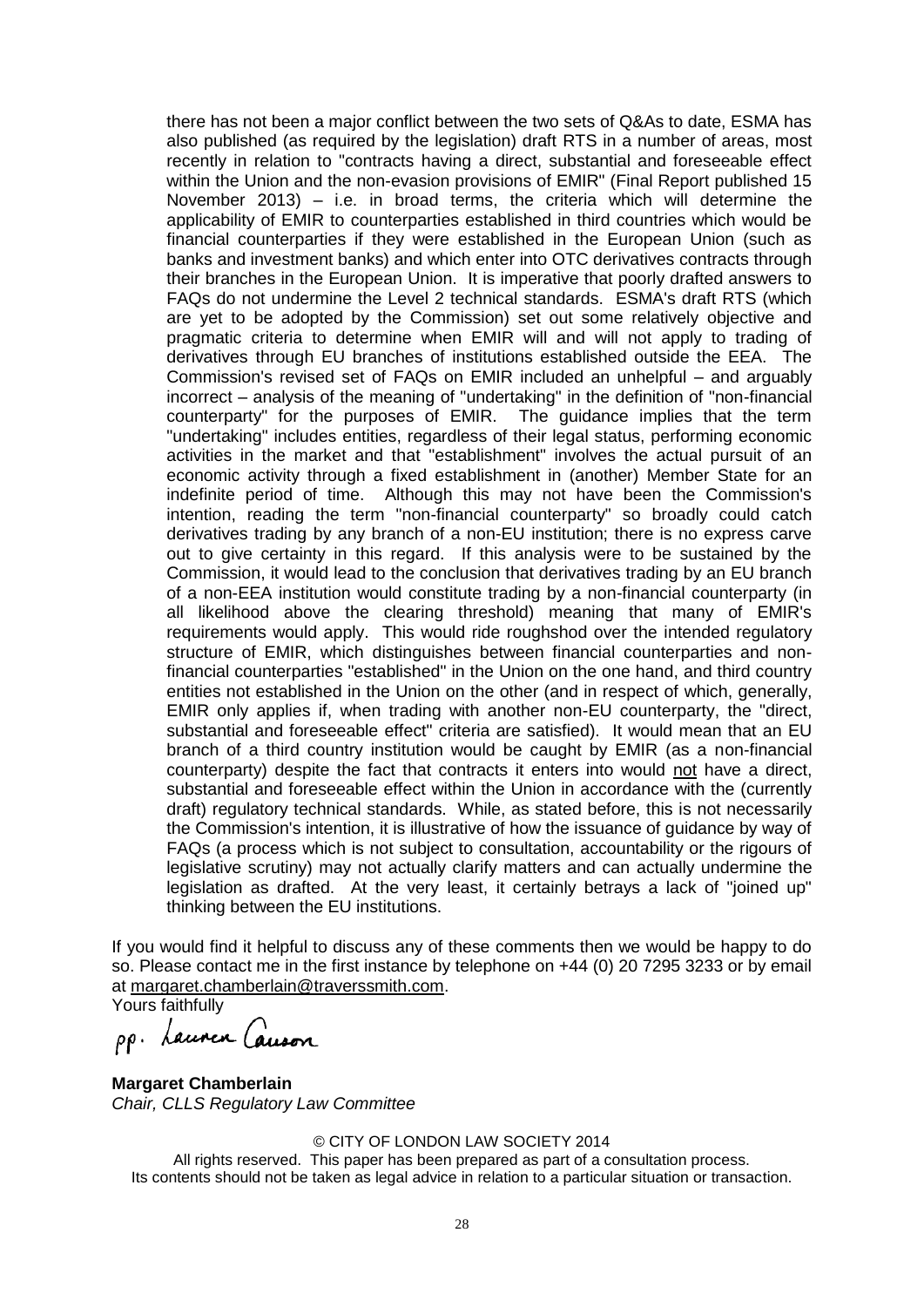there has not been a major conflict between the two sets of Q&As to date, ESMA has also published (as required by the legislation) draft RTS in a number of areas, most recently in relation to "contracts having a direct, substantial and foreseeable effect within the Union and the non-evasion provisions of EMIR" (Final Report published 15 November 2013) – i.e. in broad terms, the criteria which will determine the applicability of EMIR to counterparties established in third countries which would be financial counterparties if they were established in the European Union (such as banks and investment banks) and which enter into OTC derivatives contracts through their branches in the European Union. It is imperative that poorly drafted answers to FAQs do not undermine the Level 2 technical standards. ESMA's draft RTS (which are yet to be adopted by the Commission) set out some relatively objective and pragmatic criteria to determine when EMIR will and will not apply to trading of derivatives through EU branches of institutions established outside the EEA. The Commission's revised set of FAQs on EMIR included an unhelpful – and arguably incorrect – analysis of the meaning of "undertaking" in the definition of "non-financial counterparty" for the purposes of EMIR. The guidance implies that the term "undertaking" includes entities, regardless of their legal status, performing economic activities in the market and that "establishment" involves the actual pursuit of an economic activity through a fixed establishment in (another) Member State for an indefinite period of time. Although this may not have been the Commission's intention, reading the term "non-financial counterparty" so broadly could catch derivatives trading by any branch of a non-EU institution; there is no express carve out to give certainty in this regard. If this analysis were to be sustained by the Commission, it would lead to the conclusion that derivatives trading by an EU branch of a non-EEA institution would constitute trading by a non-financial counterparty (in all likelihood above the clearing threshold) meaning that many of EMIR's requirements would apply. This would ride roughshod over the intended regulatory structure of EMIR, which distinguishes between financial counterparties and non-financial counterparties "established" in the Union on the one hand, and third country entities not established in the Union on the other (and in respect of which, generally, EMIR only applies if, when trading with another non-EU counterparty, the "direct, substantial and foreseeable effect" criteria are satisfied). It would mean that an EU branch of a third country institution would be caught by EMIR (as a non-financial counterparty) despite the fact that contracts it enters into would not have a direct, substantial and foreseeable effect within the Union in accordance with the (currently draft) regulatory technical standards. While, as stated before, this is not necessarily the Commission's intention, it is illustrative of how the issuance of guidance by way of FAQs (a process which is not subject to consultation, accountability or the rigours of legislative scrutiny) may not actually clarify matters and can actually undermine the legislation as drafted. At the very least, it certainly betrays a lack of "joined up" thinking between the EU institutions.

If you would find it helpful to discuss any of these comments then we would be happy to do so. Please contact me in the first instance by telephone on +44 (0) 20 7295 3233 or by email at margaret.chamberlain@traverssmith.com.

Yours faithfully

pp. Lauren Causon

**Margaret Chamberlain**
*Chair, CLLS Regulatory Law Committee*

© CITY OF LONDON LAW SOCIETY 2014

All rights reserved. This paper has been prepared as part of a consultation process. Its contents should not be taken as legal advice in relation to a particular situation or transaction.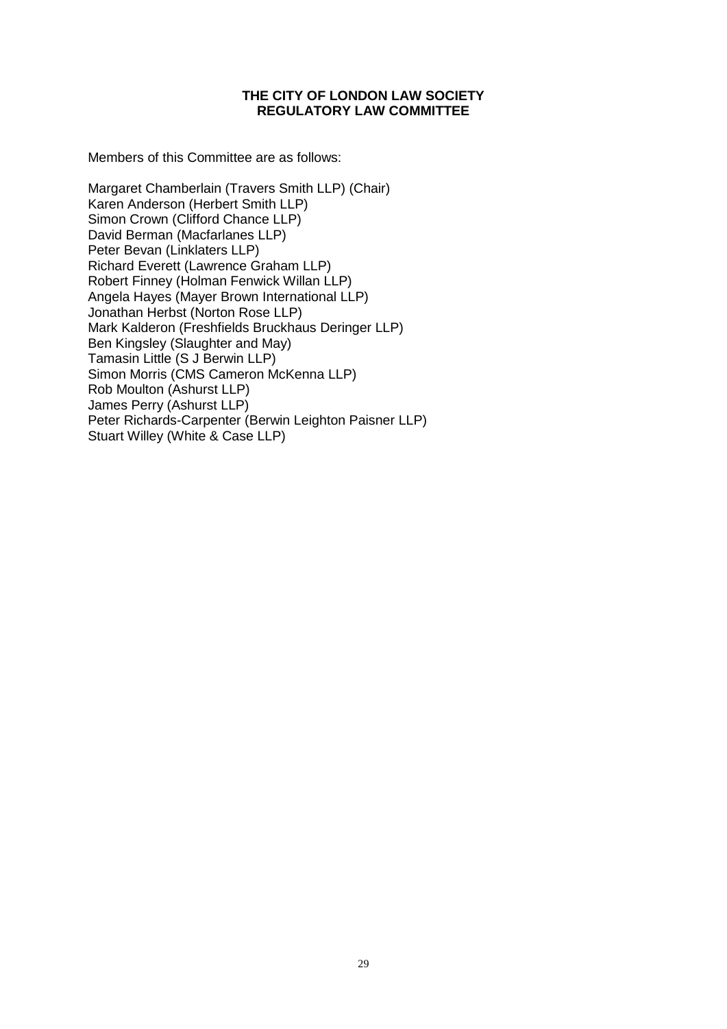**THE CITY OF LONDON LAW SOCIETY**
**REGULATORY LAW COMMITTEE**

Members of this Committee are as follows:

Margaret Chamberlain (Travers Smith LLP) (Chair)
Karen Anderson (Herbert Smith LLP)
Simon Crown (Clifford Chance LLP)
David Berman (Macfarlanes LLP)
Peter Bevan (Linklaters LLP)
Richard Everett (Lawrence Graham LLP)
Robert Finney (Holman Fenwick Willan LLP)
Angela Hayes (Mayer Brown International LLP)
Jonathan Herbst (Norton Rose LLP)
Mark Kalderon (Freshfields Bruckhaus Deringer LLP)
Ben Kingsley (Slaughter and May)
Tamasin Little (S J Berwin LLP)
Simon Morris (CMS Cameron McKenna LLP)
Rob Moulton (Ashurst LLP)
James Perry (Ashurst LLP)
Peter Richards-Carpenter (Berwin Leighton Paisner LLP)
Stuart Willey (White & Case LLP)